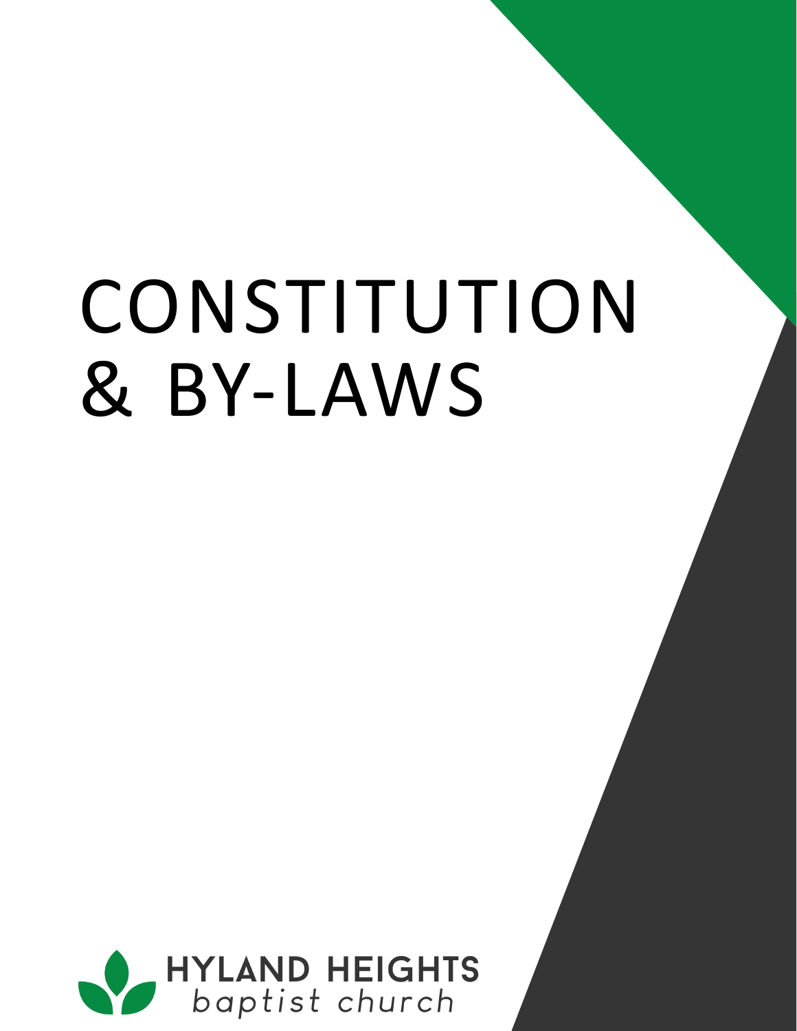# CONSTITUTION & BY-LAWS

HYLAND HEIGHTS
*baptist church*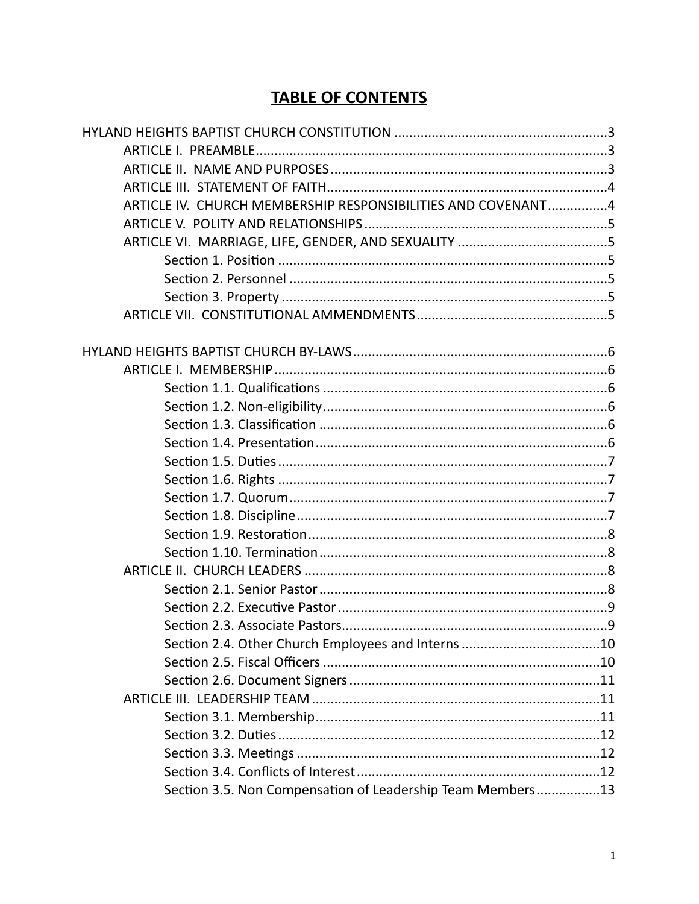# TABLE OF CONTENTS

HYLAND HEIGHTS BAPTIST CHURCH CONSTITUTION ........................................................ 3
- ARTICLE I. PREAMBLE ........................................................................................... 3
- ARTICLE II. NAME AND PURPOSES ........................................................................ 3
- ARTICLE III. STATEMENT OF FAITH ........................................................................ 4
- ARTICLE IV. CHURCH MEMBERSHIP RESPONSIBILITIES AND COVENANT ................ 4
- ARTICLE V. POLITY AND RELATIONSHIPS ............................................................... 5
- ARTICLE VI. MARRIAGE, LIFE, GENDER, AND SEXUALITY ........................................ 5
  - Section 1. Position ......................................................................................... 5
  - Section 2. Personnel ...................................................................................... 5
  - Section 3. Property ........................................................................................ 5
- ARTICLE VII. CONSTITUTIONAL AMMENDMENTS .................................................. 5

HYLAND HEIGHTS BAPTIST CHURCH BY-LAWS ................................................................ 6
- ARTICLE I. MEMBERSHIP ....................................................................................... 6
  - Section 1.1. Qualifications ............................................................................... 6
  - Section 1.2. Non-eligibility .............................................................................. 6
  - Section 1.3. Classification ............................................................................... 6
  - Section 1.4. Presentation ................................................................................ 6
  - Section 1.5. Duties .......................................................................................... 7
  - Section 1.6. Rights .......................................................................................... 7
  - Section 1.7. Quorum ....................................................................................... 7
  - Section 1.8. Discipline ..................................................................................... 7
  - Section 1.9. Restoration .................................................................................. 8
  - Section 1.10. Termination ............................................................................... 8
- ARTICLE II. CHURCH LEADERS ............................................................................... 8
  - Section 2.1. Senior Pastor ............................................................................... 8
  - Section 2.2. Executive Pastor .......................................................................... 9
  - Section 2.3. Associate Pastors ......................................................................... 9
  - Section 2.4. Other Church Employees and Interns ......................................... 10
  - Section 2.5. Fiscal Officers ............................................................................ 10
  - Section 2.6. Document Signers ...................................................................... 11
- ARTICLE III. LEADERSHIP TEAM ........................................................................... 11
  - Section 3.1. Membership ............................................................................... 11
  - Section 3.2. Duties ........................................................................................ 12
  - Section 3.3. Meetings .................................................................................... 12
  - Section 3.4. Conflicts of Interest .................................................................... 12
  - Section 3.5. Non Compensation of Leadership Team Members ....................... 13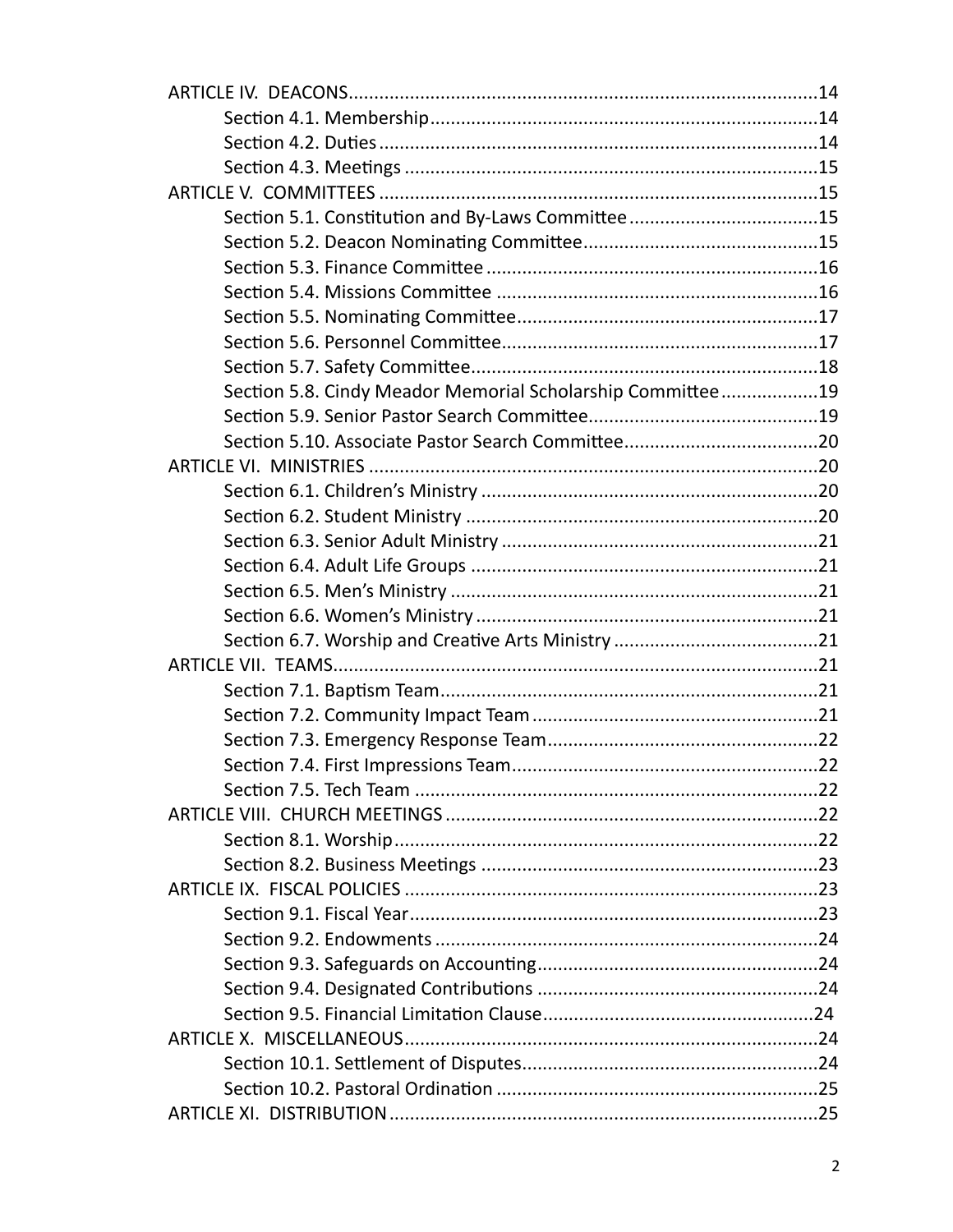ARTICLE IV. DEACONS....................14

Section 4.1. Membership....................14

Section 4.2. Duties....................14

Section 4.3. Meetings....................15

ARTICLE V. COMMITTEES....................15

Section 5.1. Constitution and By-Laws Committee....................15

Section 5.2. Deacon Nominating Committee....................15

Section 5.3. Finance Committee....................16

Section 5.4. Missions Committee....................16

Section 5.5. Nominating Committee....................17

Section 5.6. Personnel Committee....................17

Section 5.7. Safety Committee....................18

Section 5.8. Cindy Meador Memorial Scholarship Committee....................19

Section 5.9. Senior Pastor Search Committee....................19

Section 5.10. Associate Pastor Search Committee....................20

ARTICLE VI. MINISTRIES....................20

Section 6.1. Children's Ministry....................20

Section 6.2. Student Ministry....................20

Section 6.3. Senior Adult Ministry....................21

Section 6.4. Adult Life Groups....................21

Section 6.5. Men's Ministry....................21

Section 6.6. Women's Ministry....................21

Section 6.7. Worship and Creative Arts Ministry....................21

ARTICLE VII. TEAMS....................21

Section 7.1. Baptism Team....................21

Section 7.2. Community Impact Team....................21

Section 7.3. Emergency Response Team....................22

Section 7.4. First Impressions Team....................22

Section 7.5. Tech Team....................22

ARTICLE VIII. CHURCH MEETINGS....................22

Section 8.1. Worship....................22

Section 8.2. Business Meetings....................23

ARTICLE IX. FISCAL POLICIES....................23

Section 9.1. Fiscal Year....................23

Section 9.2. Endowments....................24

Section 9.3. Safeguards on Accounting....................24

Section 9.4. Designated Contributions....................24

Section 9.5. Financial Limitation Clause....................24

ARTICLE X. MISCELLANEOUS....................24

Section 10.1. Settlement of Disputes....................24

Section 10.2. Pastoral Ordination....................25

ARTICLE XI. DISTRIBUTION....................25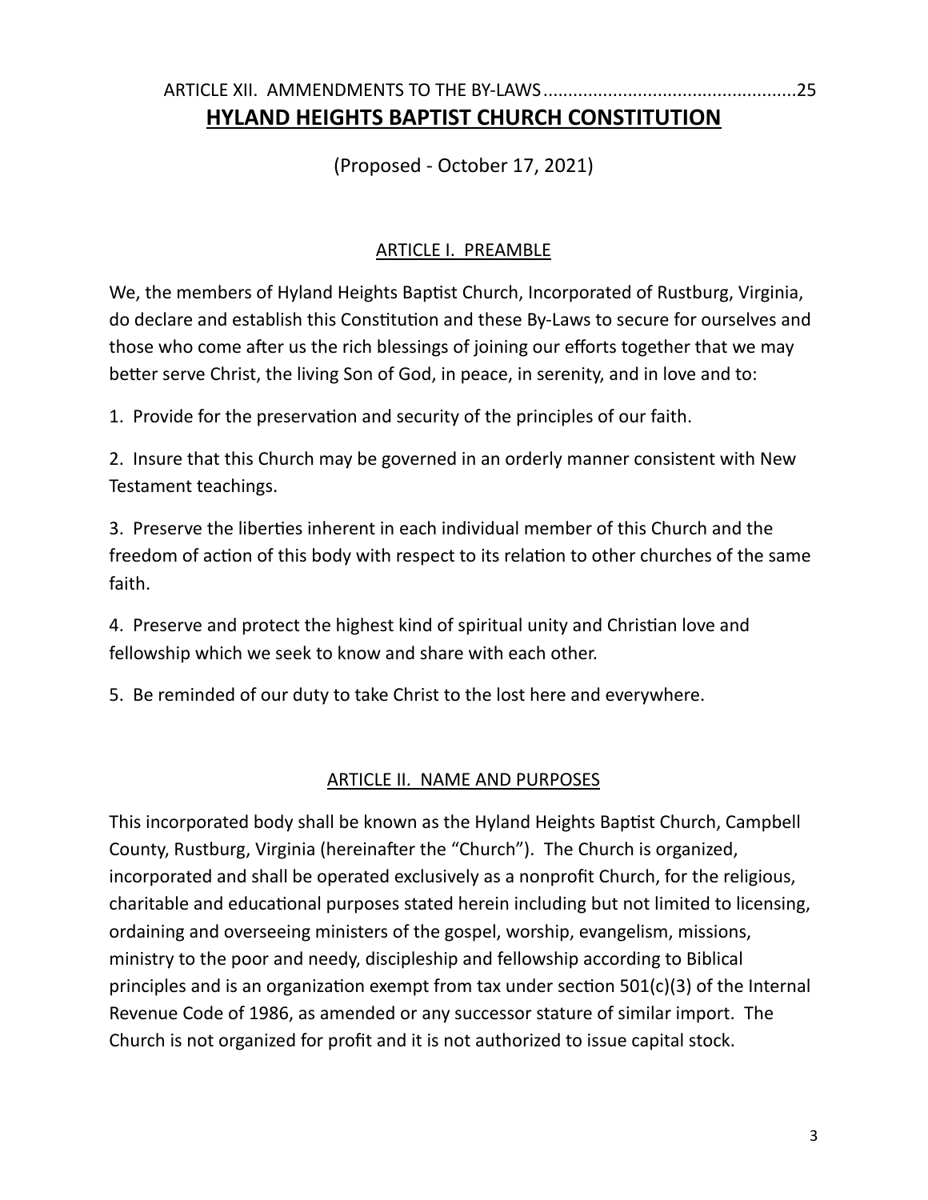ARTICLE XII. AMMENDMENTS TO THE BY-LAWS ..................................................25

# HYLAND HEIGHTS BAPTIST CHURCH CONSTITUTION

(Proposed - October 17, 2021)

## ARTICLE I. PREAMBLE

We, the members of Hyland Heights Baptist Church, Incorporated of Rustburg, Virginia, do declare and establish this Constitution and these By-Laws to secure for ourselves and those who come after us the rich blessings of joining our efforts together that we may better serve Christ, the living Son of God, in peace, in serenity, and in love and to:

1. Provide for the preservation and security of the principles of our faith.

2. Insure that this Church may be governed in an orderly manner consistent with New Testament teachings.

3. Preserve the liberties inherent in each individual member of this Church and the freedom of action of this body with respect to its relation to other churches of the same faith.

4. Preserve and protect the highest kind of spiritual unity and Christian love and fellowship which we seek to know and share with each other.

5. Be reminded of our duty to take Christ to the lost here and everywhere.

## ARTICLE II. NAME AND PURPOSES

This incorporated body shall be known as the Hyland Heights Baptist Church, Campbell County, Rustburg, Virginia (hereinafter the "Church"). The Church is organized, incorporated and shall be operated exclusively as a nonprofit Church, for the religious, charitable and educational purposes stated herein including but not limited to licensing, ordaining and overseeing ministers of the gospel, worship, evangelism, missions, ministry to the poor and needy, discipleship and fellowship according to Biblical principles and is an organization exempt from tax under section 501(c)(3) of the Internal Revenue Code of 1986, as amended or any successor stature of similar import. The Church is not organized for profit and it is not authorized to issue capital stock.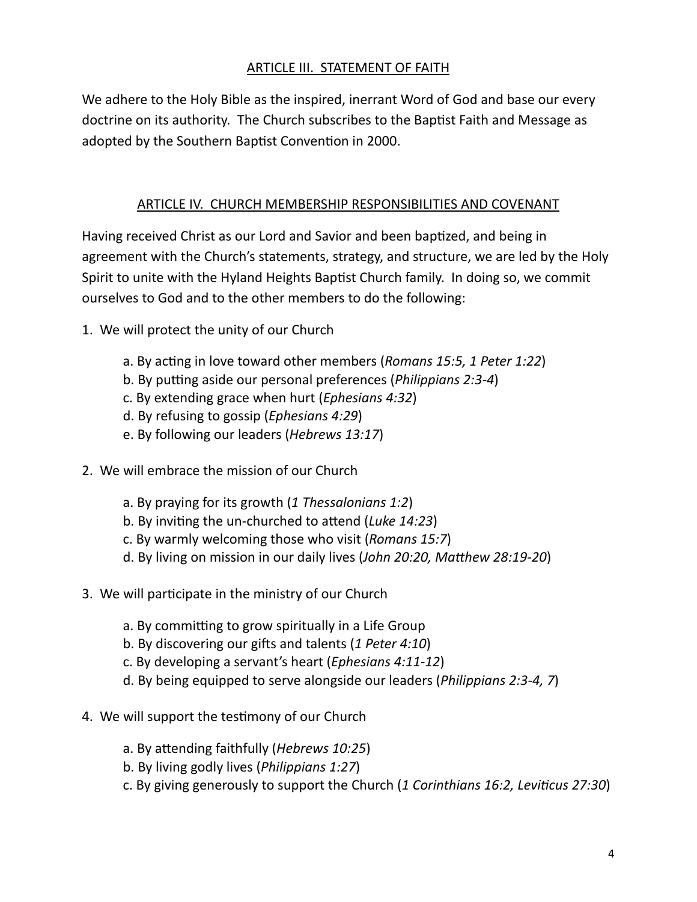## ARTICLE III. STATEMENT OF FAITH

We adhere to the Holy Bible as the inspired, inerrant Word of God and base our every doctrine on its authority. The Church subscribes to the Baptist Faith and Message as adopted by the Southern Baptist Convention in 2000.

## ARTICLE IV. CHURCH MEMBERSHIP RESPONSIBILITIES AND COVENANT

Having received Christ as our Lord and Savior and been baptized, and being in agreement with the Church's statements, strategy, and structure, we are led by the Holy Spirit to unite with the Hyland Heights Baptist Church family. In doing so, we commit ourselves to God and to the other members to do the following:

1. We will protect the unity of our Church

   a. By acting in love toward other members (*Romans 15:5, 1 Peter 1:22*)
   b. By putting aside our personal preferences (*Philippians 2:3-4*)
   c. By extending grace when hurt (*Ephesians 4:32*)
   d. By refusing to gossip (*Ephesians 4:29*)
   e. By following our leaders (*Hebrews 13:17*)

2. We will embrace the mission of our Church

   a. By praying for its growth (*1 Thessalonians 1:2*)
   b. By inviting the un-churched to attend (*Luke 14:23*)
   c. By warmly welcoming those who visit (*Romans 15:7*)
   d. By living on mission in our daily lives (*John 20:20, Matthew 28:19-20*)

3. We will participate in the ministry of our Church

   a. By committing to grow spiritually in a Life Group
   b. By discovering our gifts and talents (*1 Peter 4:10*)
   c. By developing a servant's heart (*Ephesians 4:11-12*)
   d. By being equipped to serve alongside our leaders (*Philippians 2:3-4, 7*)

4. We will support the testimony of our Church

   a. By attending faithfully (*Hebrews 10:25*)
   b. By living godly lives (*Philippians 1:27*)
   c. By giving generously to support the Church (*1 Corinthians 16:2, Leviticus 27:30*)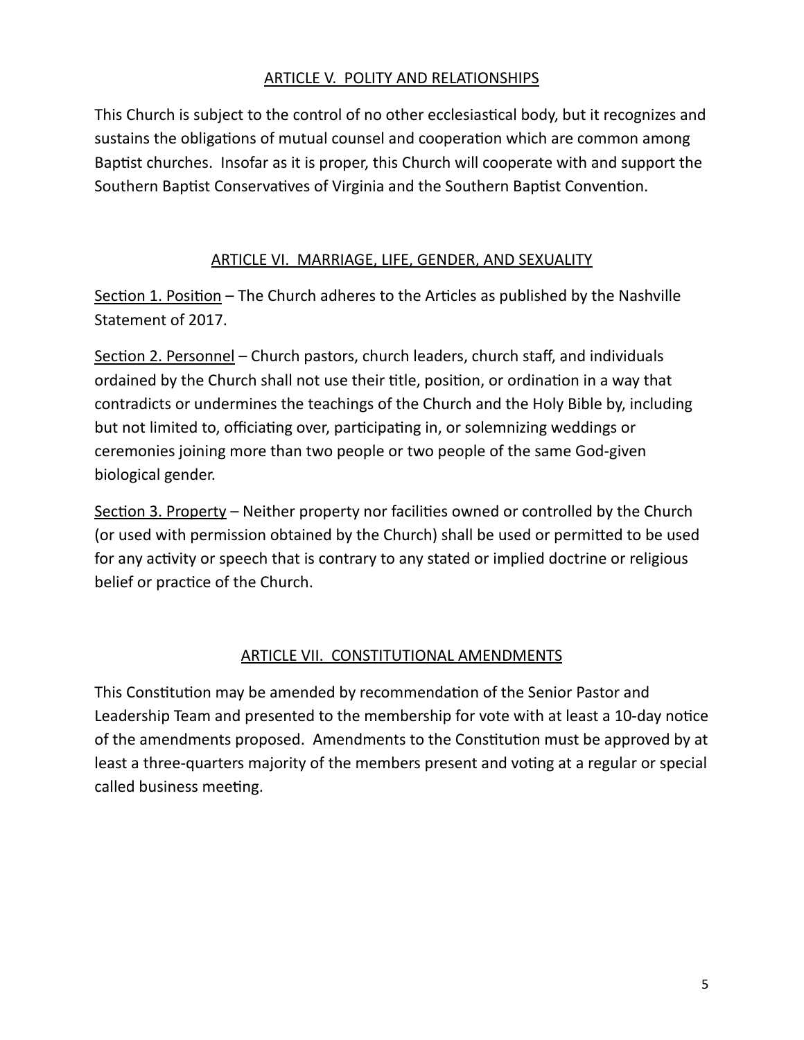## ARTICLE V. POLITY AND RELATIONSHIPS

This Church is subject to the control of no other ecclesiastical body, but it recognizes and sustains the obligations of mutual counsel and cooperation which are common among Baptist churches. Insofar as it is proper, this Church will cooperate with and support the Southern Baptist Conservatives of Virginia and the Southern Baptist Convention.

## ARTICLE VI. MARRIAGE, LIFE, GENDER, AND SEXUALITY

Section 1. Position – The Church adheres to the Articles as published by the Nashville Statement of 2017.

Section 2. Personnel – Church pastors, church leaders, church staff, and individuals ordained by the Church shall not use their title, position, or ordination in a way that contradicts or undermines the teachings of the Church and the Holy Bible by, including but not limited to, officiating over, participating in, or solemnizing weddings or ceremonies joining more than two people or two people of the same God-given biological gender.

Section 3. Property – Neither property nor facilities owned or controlled by the Church (or used with permission obtained by the Church) shall be used or permitted to be used for any activity or speech that is contrary to any stated or implied doctrine or religious belief or practice of the Church.

## ARTICLE VII. CONSTITUTIONAL AMENDMENTS

This Constitution may be amended by recommendation of the Senior Pastor and Leadership Team and presented to the membership for vote with at least a 10-day notice of the amendments proposed. Amendments to the Constitution must be approved by at least a three-quarters majority of the members present and voting at a regular or special called business meeting.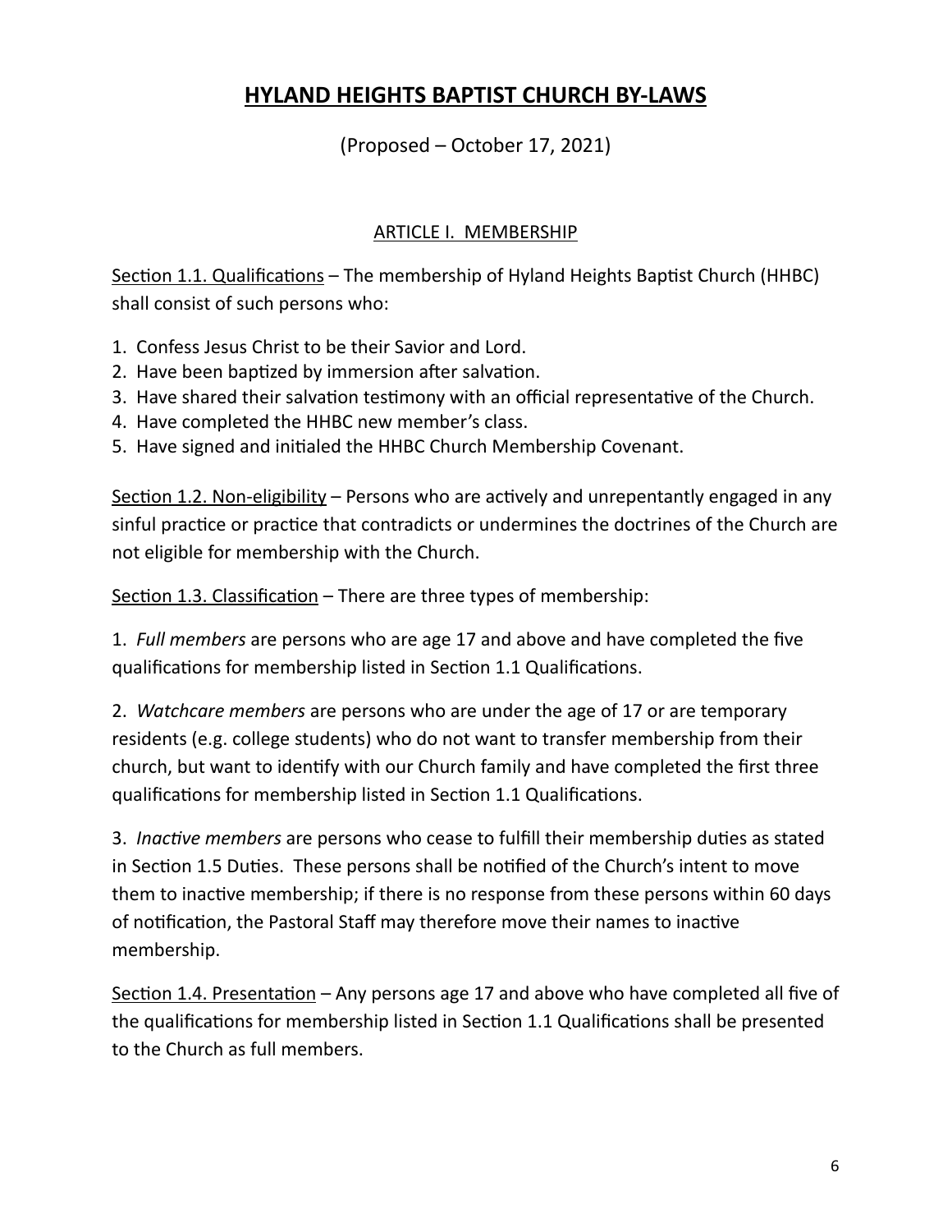# HYLAND HEIGHTS BAPTIST CHURCH BY-LAWS

(Proposed – October 17, 2021)

## ARTICLE I. MEMBERSHIP

Section 1.1. Qualifications – The membership of Hyland Heights Baptist Church (HHBC) shall consist of such persons who:

1. Confess Jesus Christ to be their Savior and Lord.
2. Have been baptized by immersion after salvation.
3. Have shared their salvation testimony with an official representative of the Church.
4. Have completed the HHBC new member's class.
5. Have signed and initialed the HHBC Church Membership Covenant.

Section 1.2. Non-eligibility – Persons who are actively and unrepentantly engaged in any sinful practice or practice that contradicts or undermines the doctrines of the Church are not eligible for membership with the Church.

Section 1.3. Classification – There are three types of membership:

1. *Full members* are persons who are age 17 and above and have completed the five qualifications for membership listed in Section 1.1 Qualifications.

2. *Watchcare members* are persons who are under the age of 17 or are temporary residents (e.g. college students) who do not want to transfer membership from their church, but want to identify with our Church family and have completed the first three qualifications for membership listed in Section 1.1 Qualifications.

3. *Inactive members* are persons who cease to fulfill their membership duties as stated in Section 1.5 Duties. These persons shall be notified of the Church's intent to move them to inactive membership; if there is no response from these persons within 60 days of notification, the Pastoral Staff may therefore move their names to inactive membership.

Section 1.4. Presentation – Any persons age 17 and above who have completed all five of the qualifications for membership listed in Section 1.1 Qualifications shall be presented to the Church as full members.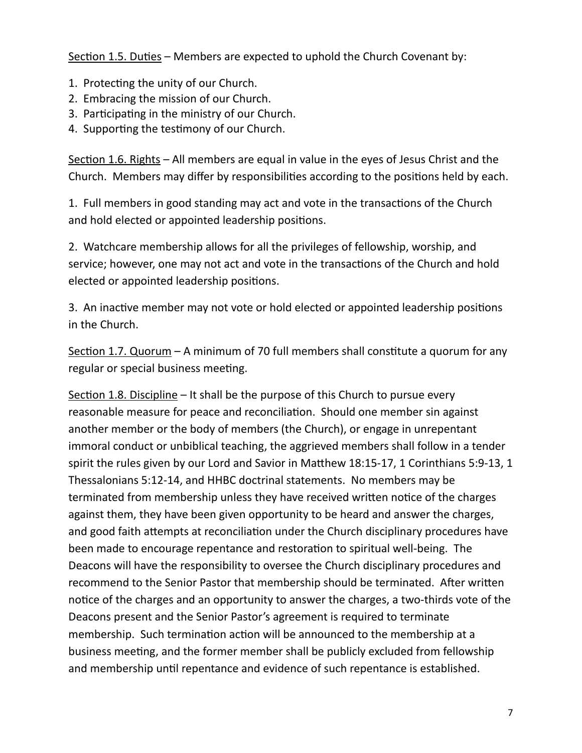<u>Section 1.5. Duties</u> – Members are expected to uphold the Church Covenant by:

1. Protecting the unity of our Church.
2. Embracing the mission of our Church.
3. Participating in the ministry of our Church.
4. Supporting the testimony of our Church.

<u>Section 1.6. Rights</u> – All members are equal in value in the eyes of Jesus Christ and the Church. Members may differ by responsibilities according to the positions held by each.

1. Full members in good standing may act and vote in the transactions of the Church and hold elected or appointed leadership positions.

2. Watchcare membership allows for all the privileges of fellowship, worship, and service; however, one may not act and vote in the transactions of the Church and hold elected or appointed leadership positions.

3. An inactive member may not vote or hold elected or appointed leadership positions in the Church.

<u>Section 1.7. Quorum</u> – A minimum of 70 full members shall constitute a quorum for any regular or special business meeting.

<u>Section 1.8. Discipline</u> – It shall be the purpose of this Church to pursue every reasonable measure for peace and reconciliation. Should one member sin against another member or the body of members (the Church), or engage in unrepentant immoral conduct or unbiblical teaching, the aggrieved members shall follow in a tender spirit the rules given by our Lord and Savior in Matthew 18:15-17, 1 Corinthians 5:9-13, 1 Thessalonians 5:12-14, and HHBC doctrinal statements. No members may be terminated from membership unless they have received written notice of the charges against them, they have been given opportunity to be heard and answer the charges, and good faith attempts at reconciliation under the Church disciplinary procedures have been made to encourage repentance and restoration to spiritual well-being. The Deacons will have the responsibility to oversee the Church disciplinary procedures and recommend to the Senior Pastor that membership should be terminated. After written notice of the charges and an opportunity to answer the charges, a two-thirds vote of the Deacons present and the Senior Pastor's agreement is required to terminate membership. Such termination action will be announced to the membership at a business meeting, and the former member shall be publicly excluded from fellowship and membership until repentance and evidence of such repentance is established.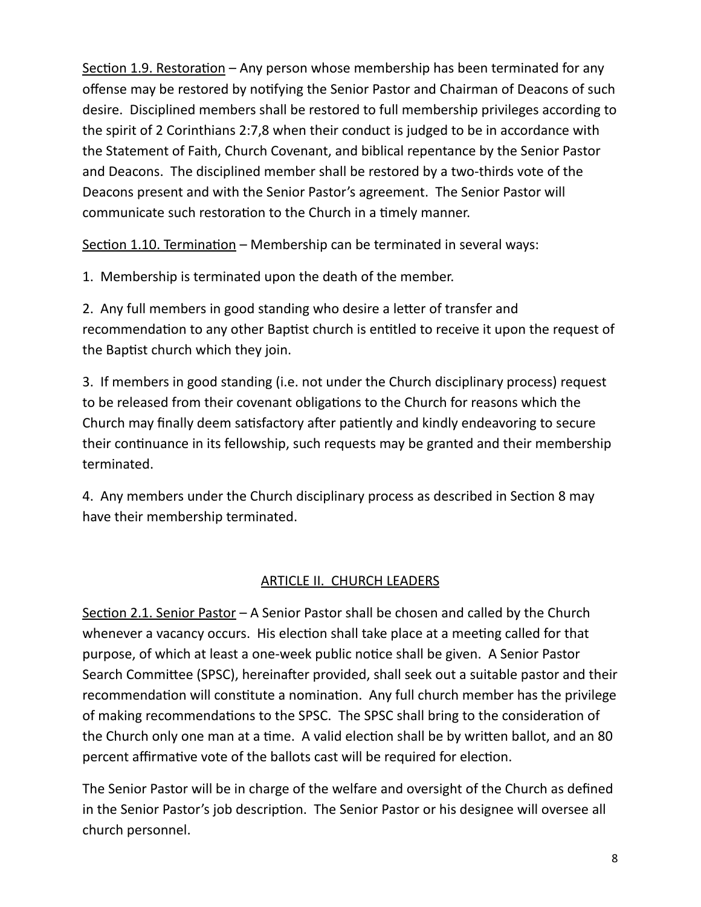<u>Section 1.9. Restoration</u> – Any person whose membership has been terminated for any offense may be restored by notifying the Senior Pastor and Chairman of Deacons of such desire. Disciplined members shall be restored to full membership privileges according to the spirit of 2 Corinthians 2:7,8 when their conduct is judged to be in accordance with the Statement of Faith, Church Covenant, and biblical repentance by the Senior Pastor and Deacons. The disciplined member shall be restored by a two-thirds vote of the Deacons present and with the Senior Pastor's agreement. The Senior Pastor will communicate such restoration to the Church in a timely manner.

<u>Section 1.10. Termination</u> – Membership can be terminated in several ways:

1. Membership is terminated upon the death of the member.

2. Any full members in good standing who desire a letter of transfer and recommendation to any other Baptist church is entitled to receive it upon the request of the Baptist church which they join.

3. If members in good standing (i.e. not under the Church disciplinary process) request to be released from their covenant obligations to the Church for reasons which the Church may finally deem satisfactory after patiently and kindly endeavoring to secure their continuance in its fellowship, such requests may be granted and their membership terminated.

4. Any members under the Church disciplinary process as described in Section 8 may have their membership terminated.

## <u>ARTICLE II. CHURCH LEADERS</u>

<u>Section 2.1. Senior Pastor</u> – A Senior Pastor shall be chosen and called by the Church whenever a vacancy occurs. His election shall take place at a meeting called for that purpose, of which at least a one-week public notice shall be given. A Senior Pastor Search Committee (SPSC), hereinafter provided, shall seek out a suitable pastor and their recommendation will constitute a nomination. Any full church member has the privilege of making recommendations to the SPSC. The SPSC shall bring to the consideration of the Church only one man at a time. A valid election shall be by written ballot, and an 80 percent affirmative vote of the ballots cast will be required for election.

The Senior Pastor will be in charge of the welfare and oversight of the Church as defined in the Senior Pastor's job description. The Senior Pastor or his designee will oversee all church personnel.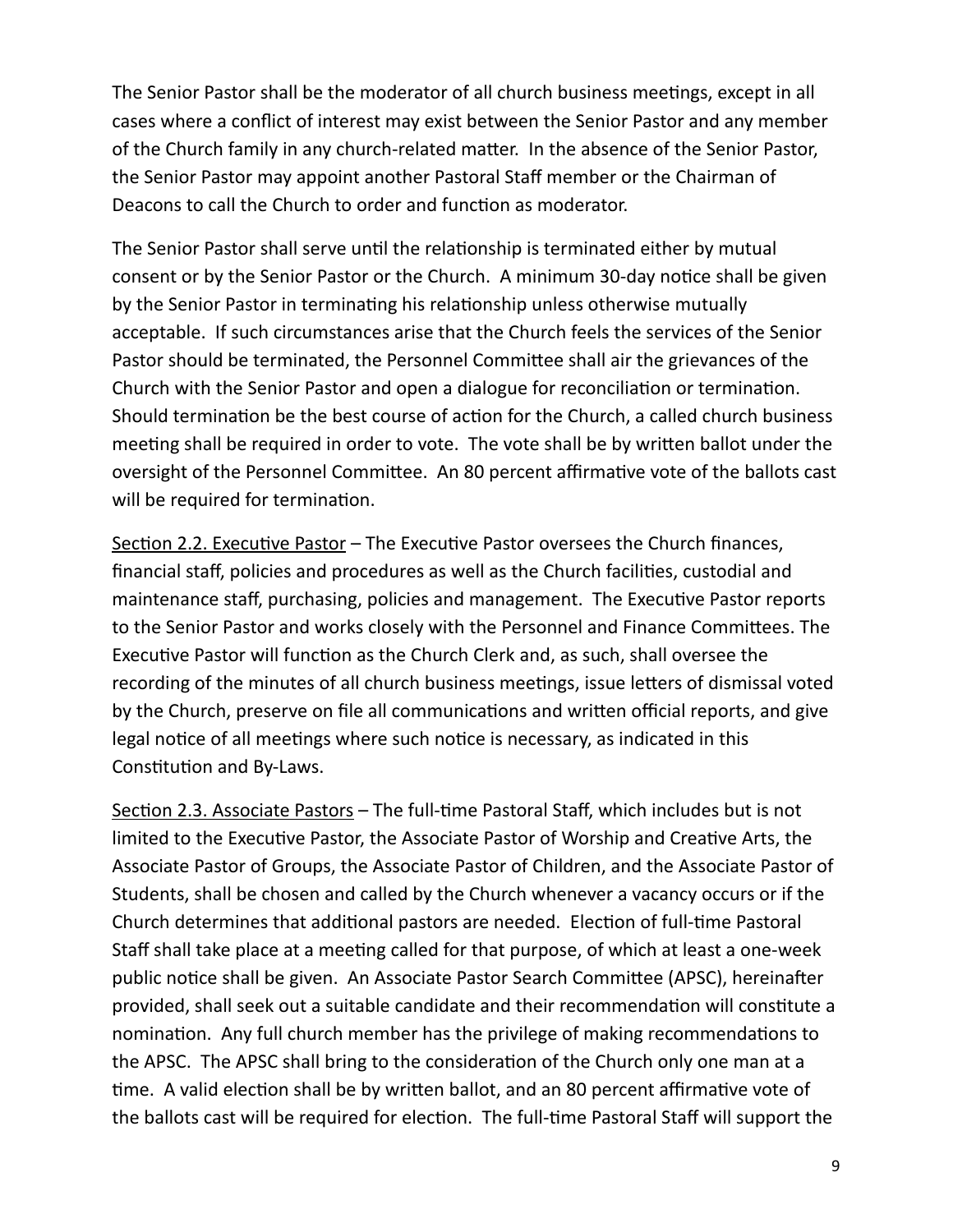The Senior Pastor shall be the moderator of all church business meetings, except in all cases where a conflict of interest may exist between the Senior Pastor and any member of the Church family in any church-related matter. In the absence of the Senior Pastor, the Senior Pastor may appoint another Pastoral Staff member or the Chairman of Deacons to call the Church to order and function as moderator.

The Senior Pastor shall serve until the relationship is terminated either by mutual consent or by the Senior Pastor or the Church. A minimum 30-day notice shall be given by the Senior Pastor in terminating his relationship unless otherwise mutually acceptable. If such circumstances arise that the Church feels the services of the Senior Pastor should be terminated, the Personnel Committee shall air the grievances of the Church with the Senior Pastor and open a dialogue for reconciliation or termination. Should termination be the best course of action for the Church, a called church business meeting shall be required in order to vote. The vote shall be by written ballot under the oversight of the Personnel Committee. An 80 percent affirmative vote of the ballots cast will be required for termination.

<u>Section 2.2. Executive Pastor</u> – The Executive Pastor oversees the Church finances, financial staff, policies and procedures as well as the Church facilities, custodial and maintenance staff, purchasing, policies and management. The Executive Pastor reports to the Senior Pastor and works closely with the Personnel and Finance Committees. The Executive Pastor will function as the Church Clerk and, as such, shall oversee the recording of the minutes of all church business meetings, issue letters of dismissal voted by the Church, preserve on file all communications and written official reports, and give legal notice of all meetings where such notice is necessary, as indicated in this Constitution and By-Laws.

<u>Section 2.3. Associate Pastors</u> – The full-time Pastoral Staff, which includes but is not limited to the Executive Pastor, the Associate Pastor of Worship and Creative Arts, the Associate Pastor of Groups, the Associate Pastor of Children, and the Associate Pastor of Students, shall be chosen and called by the Church whenever a vacancy occurs or if the Church determines that additional pastors are needed. Election of full-time Pastoral Staff shall take place at a meeting called for that purpose, of which at least a one-week public notice shall be given. An Associate Pastor Search Committee (APSC), hereinafter provided, shall seek out a suitable candidate and their recommendation will constitute a nomination. Any full church member has the privilege of making recommendations to the APSC. The APSC shall bring to the consideration of the Church only one man at a time. A valid election shall be by written ballot, and an 80 percent affirmative vote of the ballots cast will be required for election. The full-time Pastoral Staff will support the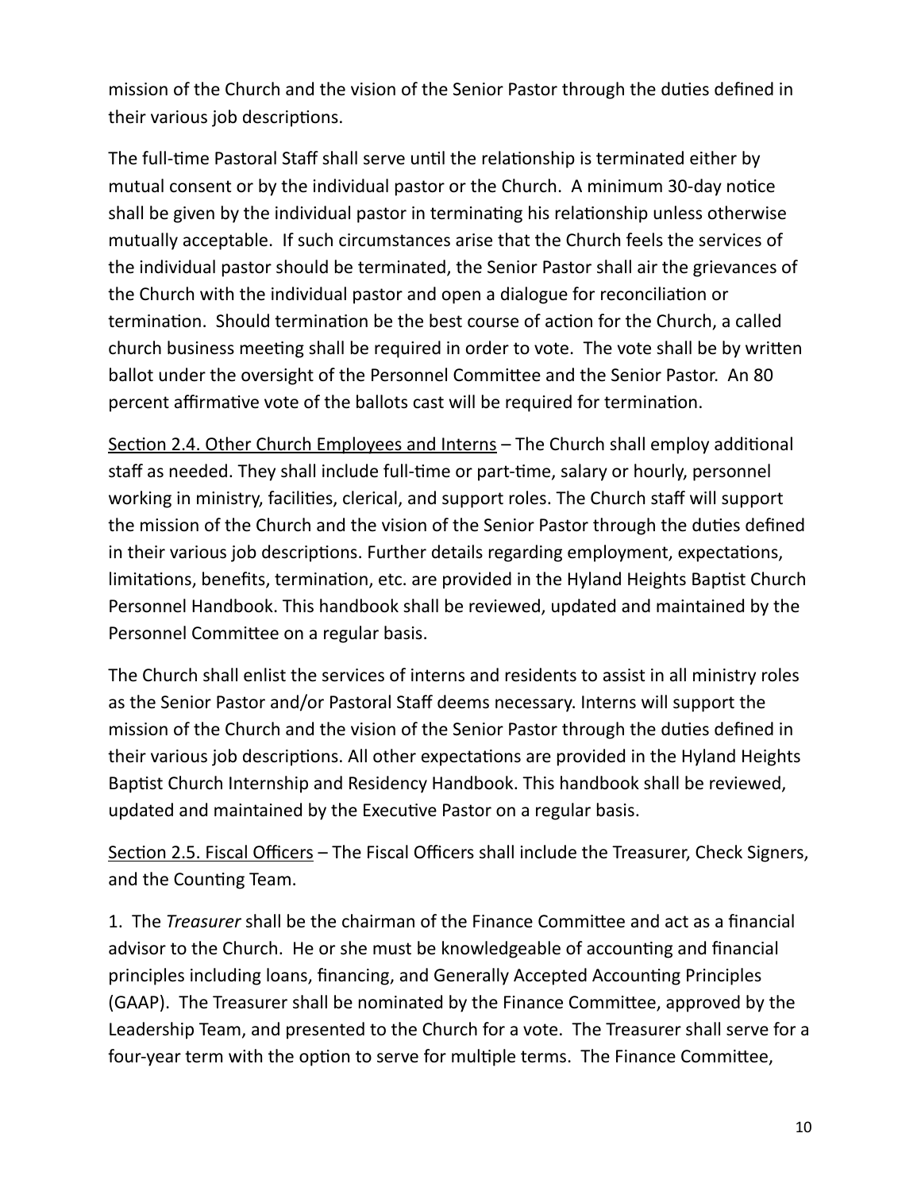mission of the Church and the vision of the Senior Pastor through the duties defined in their various job descriptions.

The full-time Pastoral Staff shall serve until the relationship is terminated either by mutual consent or by the individual pastor or the Church. A minimum 30-day notice shall be given by the individual pastor in terminating his relationship unless otherwise mutually acceptable. If such circumstances arise that the Church feels the services of the individual pastor should be terminated, the Senior Pastor shall air the grievances of the Church with the individual pastor and open a dialogue for reconciliation or termination. Should termination be the best course of action for the Church, a called church business meeting shall be required in order to vote. The vote shall be by written ballot under the oversight of the Personnel Committee and the Senior Pastor. An 80 percent affirmative vote of the ballots cast will be required for termination.

<u>Section 2.4. Other Church Employees and Interns</u> – The Church shall employ additional staff as needed. They shall include full-time or part-time, salary or hourly, personnel working in ministry, facilities, clerical, and support roles. The Church staff will support the mission of the Church and the vision of the Senior Pastor through the duties defined in their various job descriptions. Further details regarding employment, expectations, limitations, benefits, termination, etc. are provided in the Hyland Heights Baptist Church Personnel Handbook. This handbook shall be reviewed, updated and maintained by the Personnel Committee on a regular basis.

The Church shall enlist the services of interns and residents to assist in all ministry roles as the Senior Pastor and/or Pastoral Staff deems necessary. Interns will support the mission of the Church and the vision of the Senior Pastor through the duties defined in their various job descriptions. All other expectations are provided in the Hyland Heights Baptist Church Internship and Residency Handbook. This handbook shall be reviewed, updated and maintained by the Executive Pastor on a regular basis.

<u>Section 2.5. Fiscal Officers</u> – The Fiscal Officers shall include the Treasurer, Check Signers, and the Counting Team.

1. The *Treasurer* shall be the chairman of the Finance Committee and act as a financial advisor to the Church. He or she must be knowledgeable of accounting and financial principles including loans, financing, and Generally Accepted Accounting Principles (GAAP). The Treasurer shall be nominated by the Finance Committee, approved by the Leadership Team, and presented to the Church for a vote. The Treasurer shall serve for a four-year term with the option to serve for multiple terms. The Finance Committee,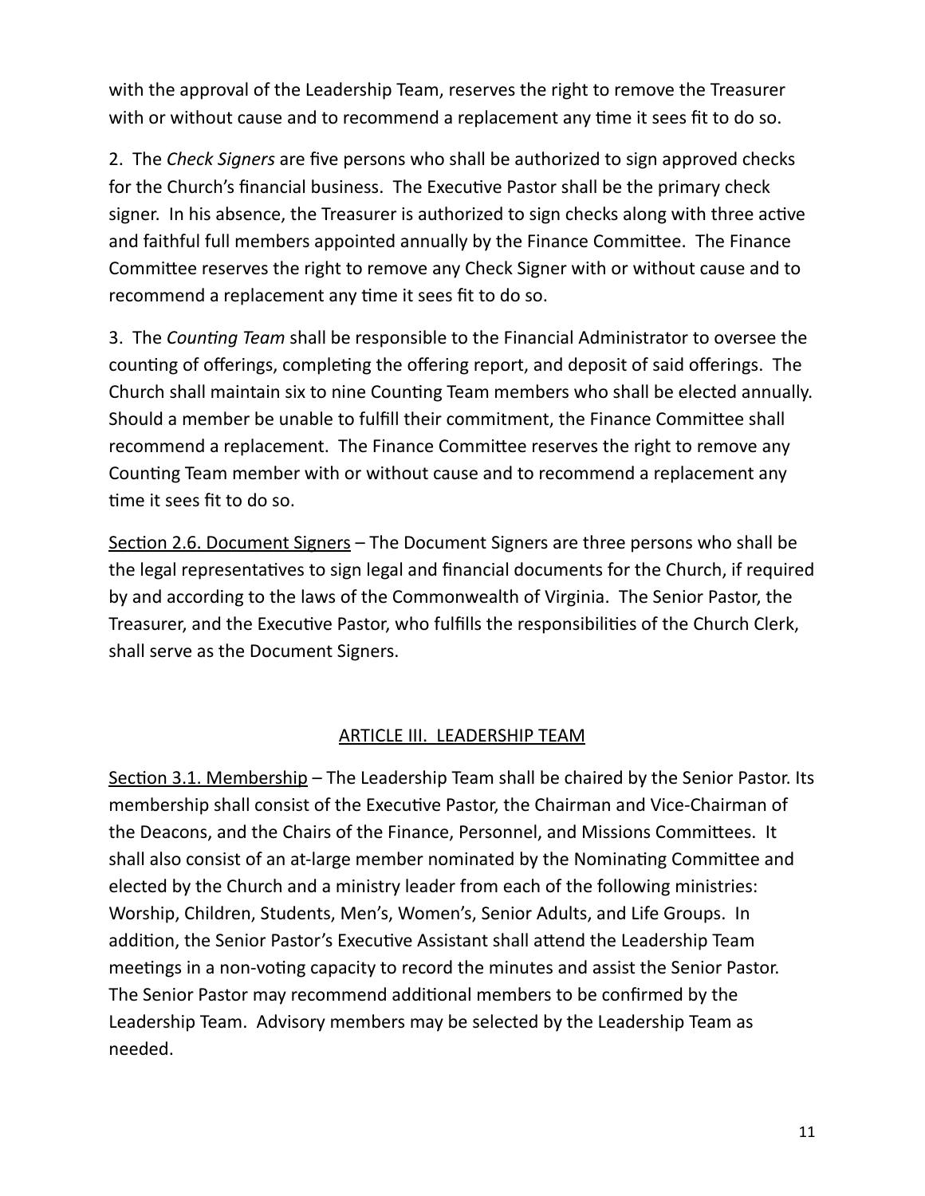with the approval of the Leadership Team, reserves the right to remove the Treasurer with or without cause and to recommend a replacement any time it sees fit to do so.

2. The *Check Signers* are five persons who shall be authorized to sign approved checks for the Church's financial business. The Executive Pastor shall be the primary check signer. In his absence, the Treasurer is authorized to sign checks along with three active and faithful full members appointed annually by the Finance Committee. The Finance Committee reserves the right to remove any Check Signer with or without cause and to recommend a replacement any time it sees fit to do so.

3. The *Counting Team* shall be responsible to the Financial Administrator to oversee the counting of offerings, completing the offering report, and deposit of said offerings. The Church shall maintain six to nine Counting Team members who shall be elected annually. Should a member be unable to fulfill their commitment, the Finance Committee shall recommend a replacement. The Finance Committee reserves the right to remove any Counting Team member with or without cause and to recommend a replacement any time it sees fit to do so.

<u>Section 2.6. Document Signers</u> – The Document Signers are three persons who shall be the legal representatives to sign legal and financial documents for the Church, if required by and according to the laws of the Commonwealth of Virginia. The Senior Pastor, the Treasurer, and the Executive Pastor, who fulfills the responsibilities of the Church Clerk, shall serve as the Document Signers.

## ARTICLE III. LEADERSHIP TEAM

<u>Section 3.1. Membership</u> – The Leadership Team shall be chaired by the Senior Pastor. Its membership shall consist of the Executive Pastor, the Chairman and Vice-Chairman of the Deacons, and the Chairs of the Finance, Personnel, and Missions Committees. It shall also consist of an at-large member nominated by the Nominating Committee and elected by the Church and a ministry leader from each of the following ministries: Worship, Children, Students, Men's, Women's, Senior Adults, and Life Groups. In addition, the Senior Pastor's Executive Assistant shall attend the Leadership Team meetings in a non-voting capacity to record the minutes and assist the Senior Pastor. The Senior Pastor may recommend additional members to be confirmed by the Leadership Team. Advisory members may be selected by the Leadership Team as needed.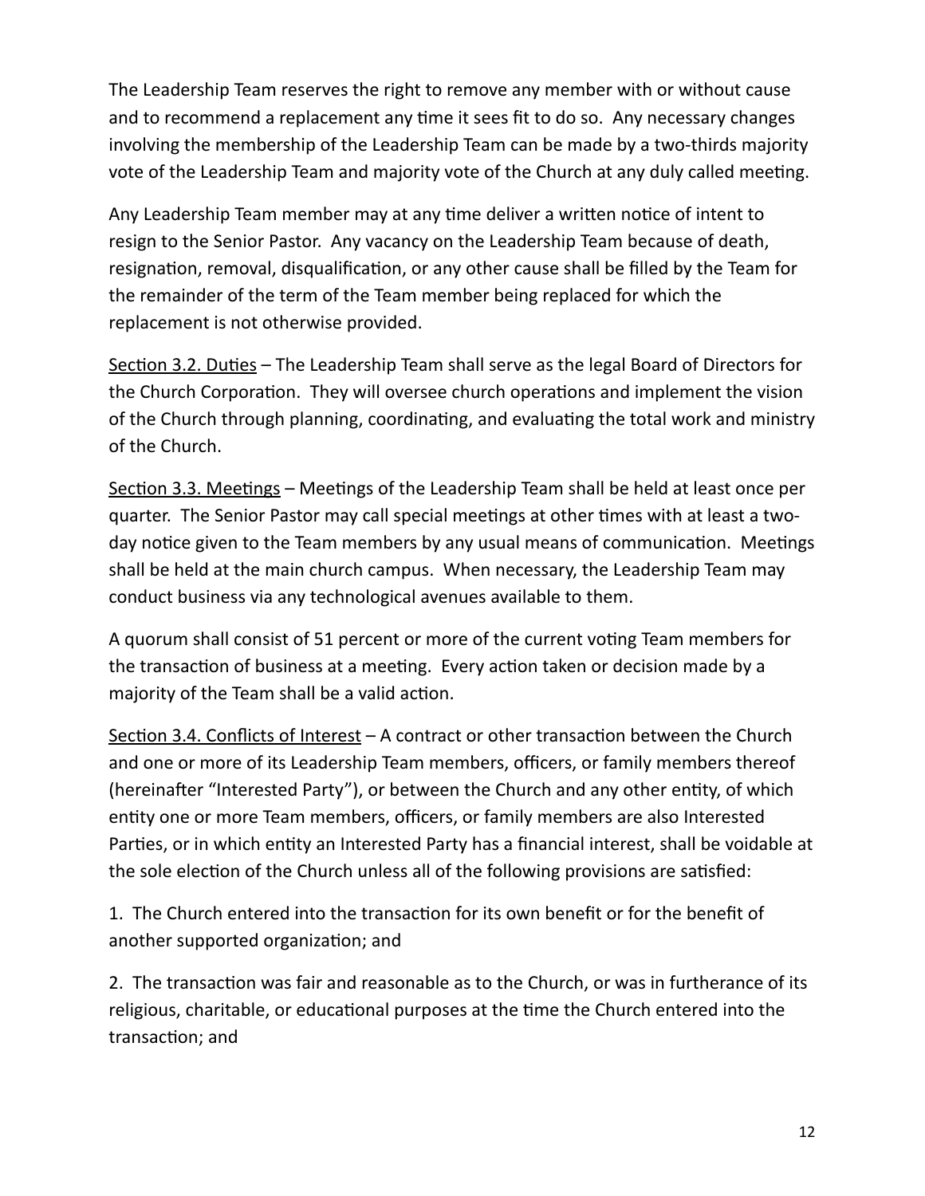The Leadership Team reserves the right to remove any member with or without cause and to recommend a replacement any time it sees fit to do so. Any necessary changes involving the membership of the Leadership Team can be made by a two-thirds majority vote of the Leadership Team and majority vote of the Church at any duly called meeting.

Any Leadership Team member may at any time deliver a written notice of intent to resign to the Senior Pastor. Any vacancy on the Leadership Team because of death, resignation, removal, disqualification, or any other cause shall be filled by the Team for the remainder of the term of the Team member being replaced for which the replacement is not otherwise provided.

<u>Section 3.2. Duties</u> – The Leadership Team shall serve as the legal Board of Directors for the Church Corporation. They will oversee church operations and implement the vision of the Church through planning, coordinating, and evaluating the total work and ministry of the Church.

<u>Section 3.3. Meetings</u> – Meetings of the Leadership Team shall be held at least once per quarter. The Senior Pastor may call special meetings at other times with at least a two-day notice given to the Team members by any usual means of communication. Meetings shall be held at the main church campus. When necessary, the Leadership Team may conduct business via any technological avenues available to them.

A quorum shall consist of 51 percent or more of the current voting Team members for the transaction of business at a meeting. Every action taken or decision made by a majority of the Team shall be a valid action.

<u>Section 3.4. Conflicts of Interest</u> – A contract or other transaction between the Church and one or more of its Leadership Team members, officers, or family members thereof (hereinafter "Interested Party"), or between the Church and any other entity, of which entity one or more Team members, officers, or family members are also Interested Parties, or in which entity an Interested Party has a financial interest, shall be voidable at the sole election of the Church unless all of the following provisions are satisfied:

1. The Church entered into the transaction for its own benefit or for the benefit of another supported organization; and

2. The transaction was fair and reasonable as to the Church, or was in furtherance of its religious, charitable, or educational purposes at the time the Church entered into the transaction; and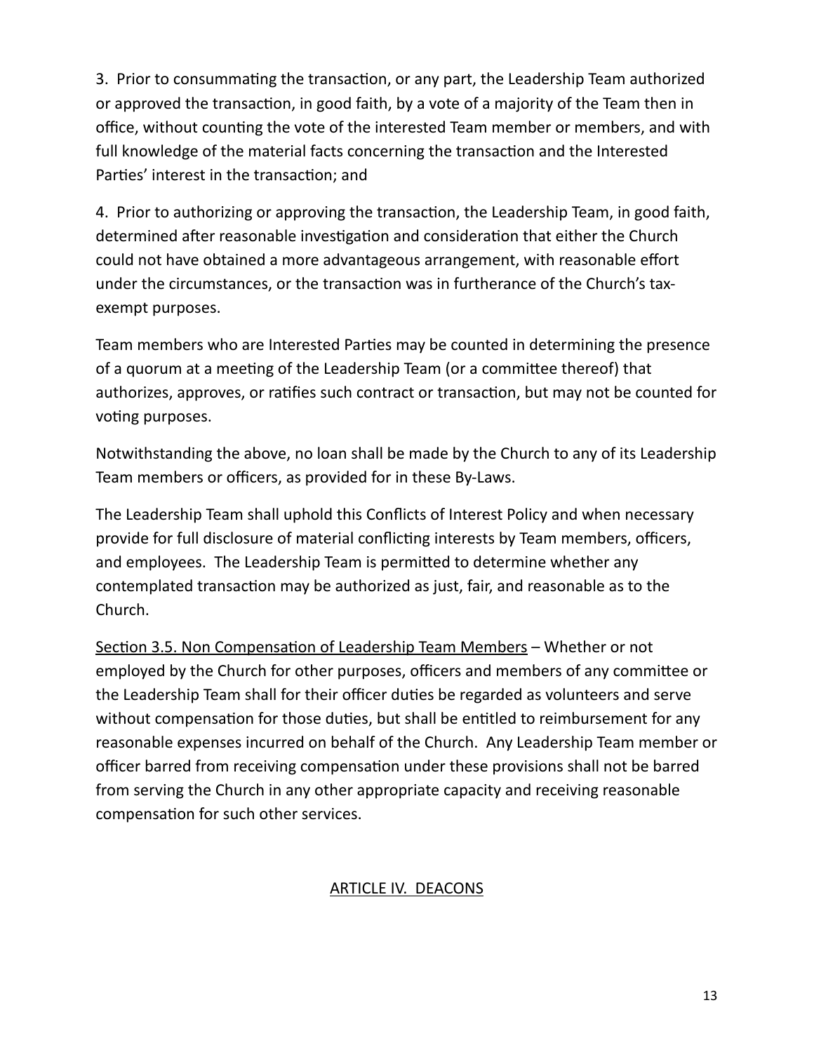3. Prior to consummating the transaction, or any part, the Leadership Team authorized or approved the transaction, in good faith, by a vote of a majority of the Team then in office, without counting the vote of the interested Team member or members, and with full knowledge of the material facts concerning the transaction and the Interested Parties' interest in the transaction; and

4. Prior to authorizing or approving the transaction, the Leadership Team, in good faith, determined after reasonable investigation and consideration that either the Church could not have obtained a more advantageous arrangement, with reasonable effort under the circumstances, or the transaction was in furtherance of the Church's tax-exempt purposes.

Team members who are Interested Parties may be counted in determining the presence of a quorum at a meeting of the Leadership Team (or a committee thereof) that authorizes, approves, or ratifies such contract or transaction, but may not be counted for voting purposes.

Notwithstanding the above, no loan shall be made by the Church to any of its Leadership Team members or officers, as provided for in these By-Laws.

The Leadership Team shall uphold this Conflicts of Interest Policy and when necessary provide for full disclosure of material conflicting interests by Team members, officers, and employees. The Leadership Team is permitted to determine whether any contemplated transaction may be authorized as just, fair, and reasonable as to the Church.

<u>Section 3.5. Non Compensation of Leadership Team Members</u> – Whether or not employed by the Church for other purposes, officers and members of any committee or the Leadership Team shall for their officer duties be regarded as volunteers and serve without compensation for those duties, but shall be entitled to reimbursement for any reasonable expenses incurred on behalf of the Church. Any Leadership Team member or officer barred from receiving compensation under these provisions shall not be barred from serving the Church in any other appropriate capacity and receiving reasonable compensation for such other services.

## ARTICLE IV. DEACONS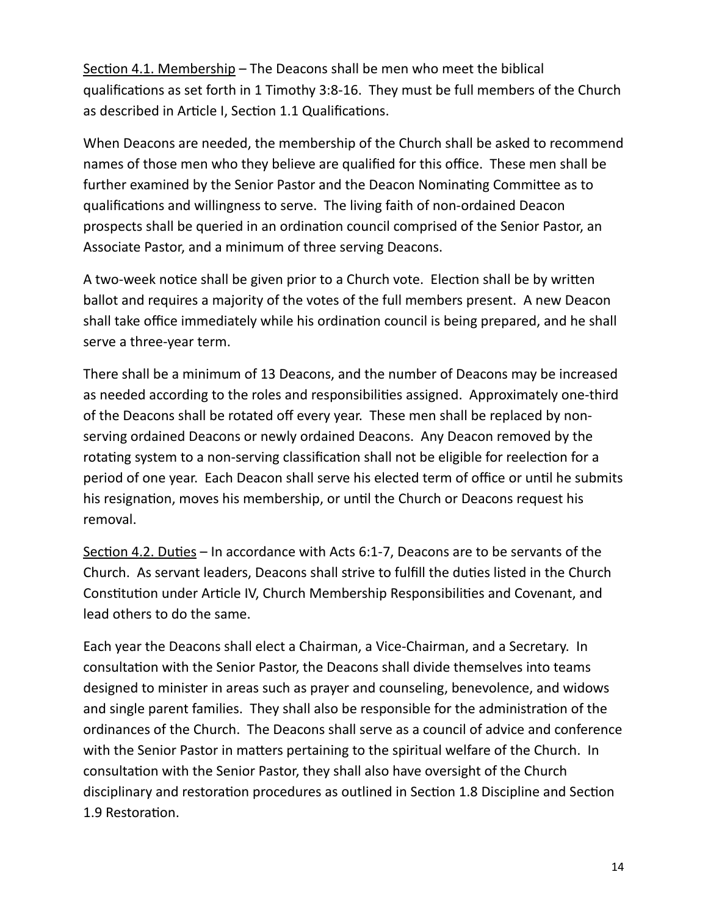<u>Section 4.1. Membership</u> – The Deacons shall be men who meet the biblical qualifications as set forth in 1 Timothy 3:8-16. They must be full members of the Church as described in Article I, Section 1.1 Qualifications.

When Deacons are needed, the membership of the Church shall be asked to recommend names of those men who they believe are qualified for this office. These men shall be further examined by the Senior Pastor and the Deacon Nominating Committee as to qualifications and willingness to serve. The living faith of non-ordained Deacon prospects shall be queried in an ordination council comprised of the Senior Pastor, an Associate Pastor, and a minimum of three serving Deacons.

A two-week notice shall be given prior to a Church vote. Election shall be by written ballot and requires a majority of the votes of the full members present. A new Deacon shall take office immediately while his ordination council is being prepared, and he shall serve a three-year term.

There shall be a minimum of 13 Deacons, and the number of Deacons may be increased as needed according to the roles and responsibilities assigned. Approximately one-third of the Deacons shall be rotated off every year. These men shall be replaced by non-serving ordained Deacons or newly ordained Deacons. Any Deacon removed by the rotating system to a non-serving classification shall not be eligible for reelection for a period of one year. Each Deacon shall serve his elected term of office or until he submits his resignation, moves his membership, or until the Church or Deacons request his removal.

<u>Section 4.2. Duties</u> – In accordance with Acts 6:1-7, Deacons are to be servants of the Church. As servant leaders, Deacons shall strive to fulfill the duties listed in the Church Constitution under Article IV, Church Membership Responsibilities and Covenant, and lead others to do the same.

Each year the Deacons shall elect a Chairman, a Vice-Chairman, and a Secretary. In consultation with the Senior Pastor, the Deacons shall divide themselves into teams designed to minister in areas such as prayer and counseling, benevolence, and widows and single parent families. They shall also be responsible for the administration of the ordinances of the Church. The Deacons shall serve as a council of advice and conference with the Senior Pastor in matters pertaining to the spiritual welfare of the Church. In consultation with the Senior Pastor, they shall also have oversight of the Church disciplinary and restoration procedures as outlined in Section 1.8 Discipline and Section 1.9 Restoration.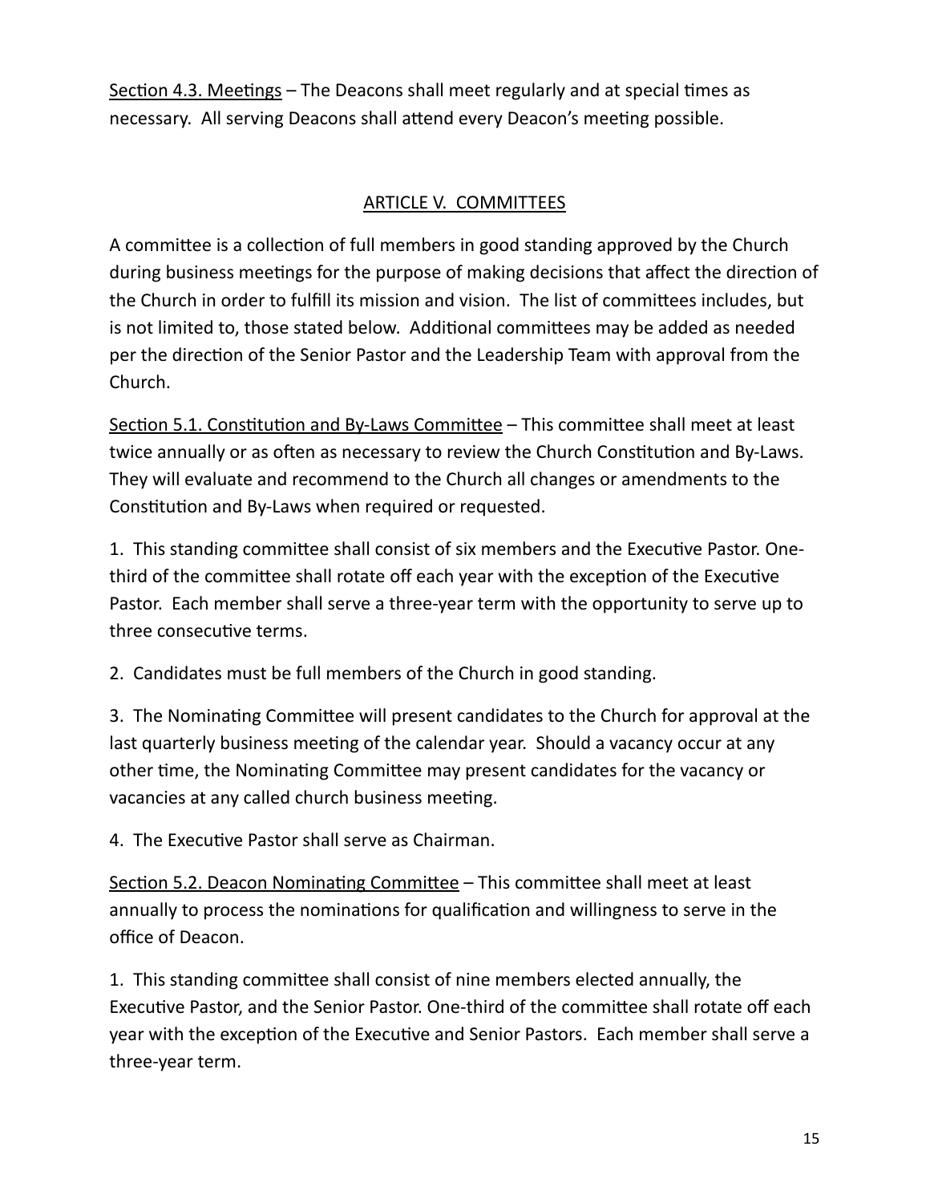<u>Section 4.3. Meetings</u> – The Deacons shall meet regularly and at special times as necessary. All serving Deacons shall attend every Deacon's meeting possible.

## ARTICLE V. COMMITTEES

A committee is a collection of full members in good standing approved by the Church during business meetings for the purpose of making decisions that affect the direction of the Church in order to fulfill its mission and vision. The list of committees includes, but is not limited to, those stated below. Additional committees may be added as needed per the direction of the Senior Pastor and the Leadership Team with approval from the Church.

<u>Section 5.1. Constitution and By-Laws Committee</u> – This committee shall meet at least twice annually or as often as necessary to review the Church Constitution and By-Laws. They will evaluate and recommend to the Church all changes or amendments to the Constitution and By-Laws when required or requested.

1. This standing committee shall consist of six members and the Executive Pastor. One-third of the committee shall rotate off each year with the exception of the Executive Pastor. Each member shall serve a three-year term with the opportunity to serve up to three consecutive terms.

2. Candidates must be full members of the Church in good standing.

3. The Nominating Committee will present candidates to the Church for approval at the last quarterly business meeting of the calendar year. Should a vacancy occur at any other time, the Nominating Committee may present candidates for the vacancy or vacancies at any called church business meeting.

4. The Executive Pastor shall serve as Chairman.

<u>Section 5.2. Deacon Nominating Committee</u> – This committee shall meet at least annually to process the nominations for qualification and willingness to serve in the office of Deacon.

1. This standing committee shall consist of nine members elected annually, the Executive Pastor, and the Senior Pastor. One-third of the committee shall rotate off each year with the exception of the Executive and Senior Pastors. Each member shall serve a three-year term.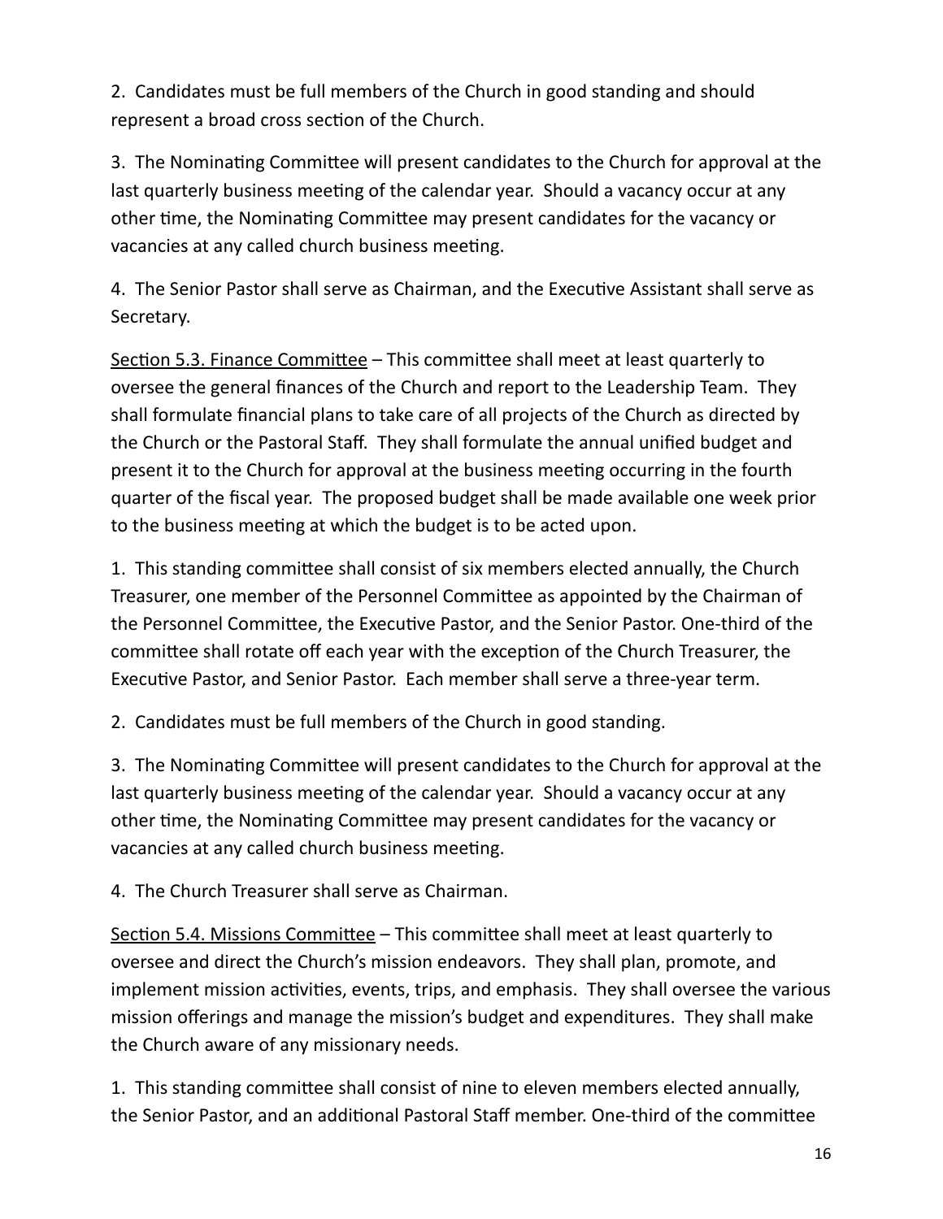2. Candidates must be full members of the Church in good standing and should represent a broad cross section of the Church.

3. The Nominating Committee will present candidates to the Church for approval at the last quarterly business meeting of the calendar year. Should a vacancy occur at any other time, the Nominating Committee may present candidates for the vacancy or vacancies at any called church business meeting.

4. The Senior Pastor shall serve as Chairman, and the Executive Assistant shall serve as Secretary.

<u>Section 5.3. Finance Committee</u> – This committee shall meet at least quarterly to oversee the general finances of the Church and report to the Leadership Team. They shall formulate financial plans to take care of all projects of the Church as directed by the Church or the Pastoral Staff. They shall formulate the annual unified budget and present it to the Church for approval at the business meeting occurring in the fourth quarter of the fiscal year. The proposed budget shall be made available one week prior to the business meeting at which the budget is to be acted upon.

1. This standing committee shall consist of six members elected annually, the Church Treasurer, one member of the Personnel Committee as appointed by the Chairman of the Personnel Committee, the Executive Pastor, and the Senior Pastor. One-third of the committee shall rotate off each year with the exception of the Church Treasurer, the Executive Pastor, and Senior Pastor. Each member shall serve a three-year term.

2. Candidates must be full members of the Church in good standing.

3. The Nominating Committee will present candidates to the Church for approval at the last quarterly business meeting of the calendar year. Should a vacancy occur at any other time, the Nominating Committee may present candidates for the vacancy or vacancies at any called church business meeting.

4. The Church Treasurer shall serve as Chairman.

<u>Section 5.4. Missions Committee</u> – This committee shall meet at least quarterly to oversee and direct the Church's mission endeavors. They shall plan, promote, and implement mission activities, events, trips, and emphasis. They shall oversee the various mission offerings and manage the mission's budget and expenditures. They shall make the Church aware of any missionary needs.

1. This standing committee shall consist of nine to eleven members elected annually, the Senior Pastor, and an additional Pastoral Staff member. One-third of the committee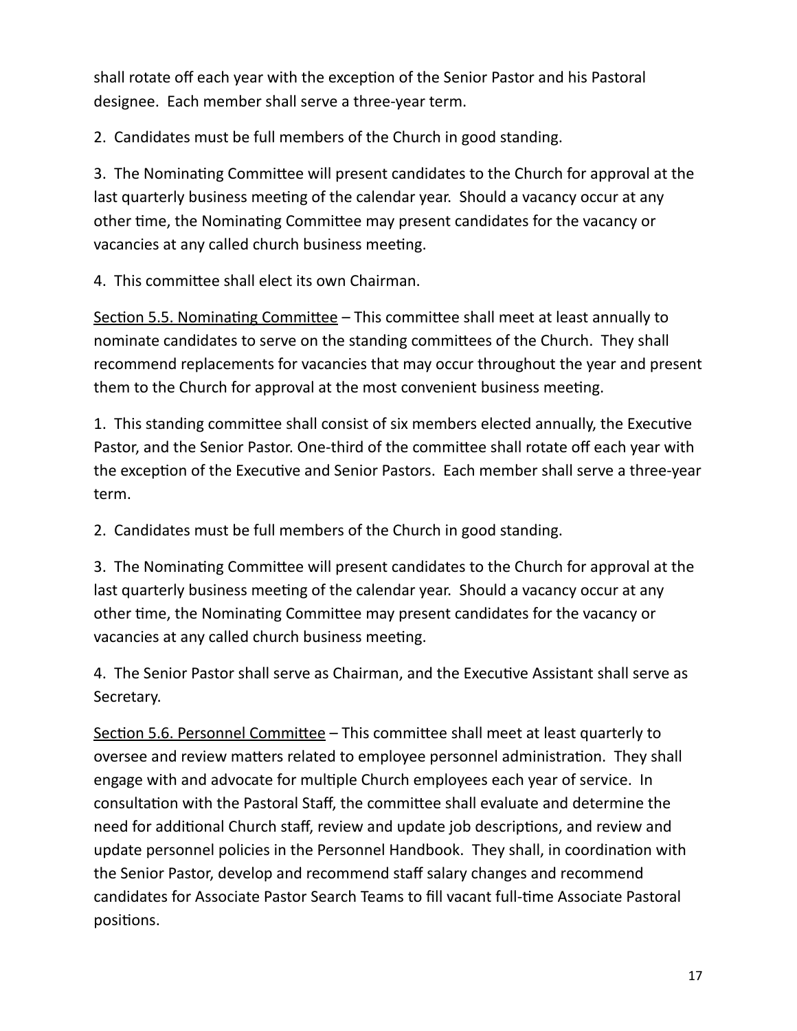shall rotate off each year with the exception of the Senior Pastor and his Pastoral designee. Each member shall serve a three-year term.

2. Candidates must be full members of the Church in good standing.

3. The Nominating Committee will present candidates to the Church for approval at the last quarterly business meeting of the calendar year. Should a vacancy occur at any other time, the Nominating Committee may present candidates for the vacancy or vacancies at any called church business meeting.

4. This committee shall elect its own Chairman.

<u>Section 5.5. Nominating Committee</u> – This committee shall meet at least annually to nominate candidates to serve on the standing committees of the Church. They shall recommend replacements for vacancies that may occur throughout the year and present them to the Church for approval at the most convenient business meeting.

1. This standing committee shall consist of six members elected annually, the Executive Pastor, and the Senior Pastor. One-third of the committee shall rotate off each year with the exception of the Executive and Senior Pastors. Each member shall serve a three-year term.

2. Candidates must be full members of the Church in good standing.

3. The Nominating Committee will present candidates to the Church for approval at the last quarterly business meeting of the calendar year. Should a vacancy occur at any other time, the Nominating Committee may present candidates for the vacancy or vacancies at any called church business meeting.

4. The Senior Pastor shall serve as Chairman, and the Executive Assistant shall serve as Secretary.

<u>Section 5.6. Personnel Committee</u> – This committee shall meet at least quarterly to oversee and review matters related to employee personnel administration. They shall engage with and advocate for multiple Church employees each year of service. In consultation with the Pastoral Staff, the committee shall evaluate and determine the need for additional Church staff, review and update job descriptions, and review and update personnel policies in the Personnel Handbook. They shall, in coordination with the Senior Pastor, develop and recommend staff salary changes and recommend candidates for Associate Pastor Search Teams to fill vacant full-time Associate Pastoral positions.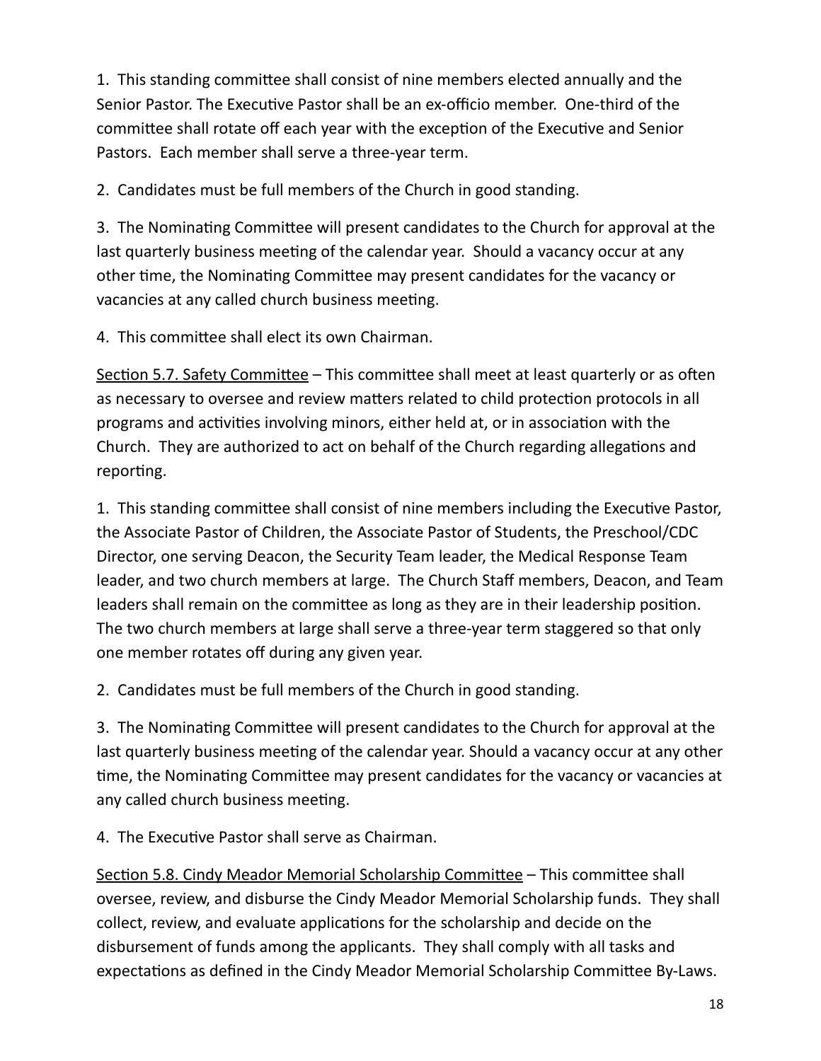1. This standing committee shall consist of nine members elected annually and the Senior Pastor. The Executive Pastor shall be an ex-officio member. One-third of the committee shall rotate off each year with the exception of the Executive and Senior Pastors. Each member shall serve a three-year term.

2. Candidates must be full members of the Church in good standing.

3. The Nominating Committee will present candidates to the Church for approval at the last quarterly business meeting of the calendar year. Should a vacancy occur at any other time, the Nominating Committee may present candidates for the vacancy or vacancies at any called church business meeting.

4. This committee shall elect its own Chairman.

<u>Section 5.7. Safety Committee</u> – This committee shall meet at least quarterly or as often as necessary to oversee and review matters related to child protection protocols in all programs and activities involving minors, either held at, or in association with the Church. They are authorized to act on behalf of the Church regarding allegations and reporting.

1. This standing committee shall consist of nine members including the Executive Pastor, the Associate Pastor of Children, the Associate Pastor of Students, the Preschool/CDC Director, one serving Deacon, the Security Team leader, the Medical Response Team leader, and two church members at large. The Church Staff members, Deacon, and Team leaders shall remain on the committee as long as they are in their leadership position. The two church members at large shall serve a three-year term staggered so that only one member rotates off during any given year.

2. Candidates must be full members of the Church in good standing.

3. The Nominating Committee will present candidates to the Church for approval at the last quarterly business meeting of the calendar year. Should a vacancy occur at any other time, the Nominating Committee may present candidates for the vacancy or vacancies at any called church business meeting.

4. The Executive Pastor shall serve as Chairman.

<u>Section 5.8. Cindy Meador Memorial Scholarship Committee</u> – This committee shall oversee, review, and disburse the Cindy Meador Memorial Scholarship funds. They shall collect, review, and evaluate applications for the scholarship and decide on the disbursement of funds among the applicants. They shall comply with all tasks and expectations as defined in the Cindy Meador Memorial Scholarship Committee By-Laws.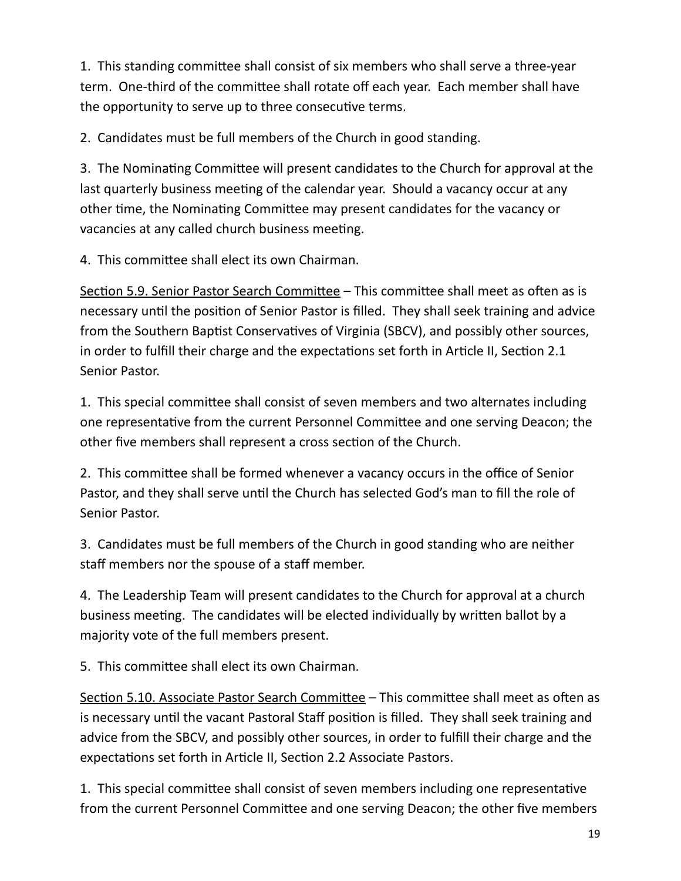1. This standing committee shall consist of six members who shall serve a three-year term. One-third of the committee shall rotate off each year. Each member shall have the opportunity to serve up to three consecutive terms.

2. Candidates must be full members of the Church in good standing.

3. The Nominating Committee will present candidates to the Church for approval at the last quarterly business meeting of the calendar year. Should a vacancy occur at any other time, the Nominating Committee may present candidates for the vacancy or vacancies at any called church business meeting.

4. This committee shall elect its own Chairman.

<u>Section 5.9. Senior Pastor Search Committee</u> – This committee shall meet as often as is necessary until the position of Senior Pastor is filled. They shall seek training and advice from the Southern Baptist Conservatives of Virginia (SBCV), and possibly other sources, in order to fulfill their charge and the expectations set forth in Article II, Section 2.1 Senior Pastor.

1. This special committee shall consist of seven members and two alternates including one representative from the current Personnel Committee and one serving Deacon; the other five members shall represent a cross section of the Church.

2. This committee shall be formed whenever a vacancy occurs in the office of Senior Pastor, and they shall serve until the Church has selected God's man to fill the role of Senior Pastor.

3. Candidates must be full members of the Church in good standing who are neither staff members nor the spouse of a staff member.

4. The Leadership Team will present candidates to the Church for approval at a church business meeting. The candidates will be elected individually by written ballot by a majority vote of the full members present.

5. This committee shall elect its own Chairman.

<u>Section 5.10. Associate Pastor Search Committee</u> – This committee shall meet as often as is necessary until the vacant Pastoral Staff position is filled. They shall seek training and advice from the SBCV, and possibly other sources, in order to fulfill their charge and the expectations set forth in Article II, Section 2.2 Associate Pastors.

1. This special committee shall consist of seven members including one representative from the current Personnel Committee and one serving Deacon; the other five members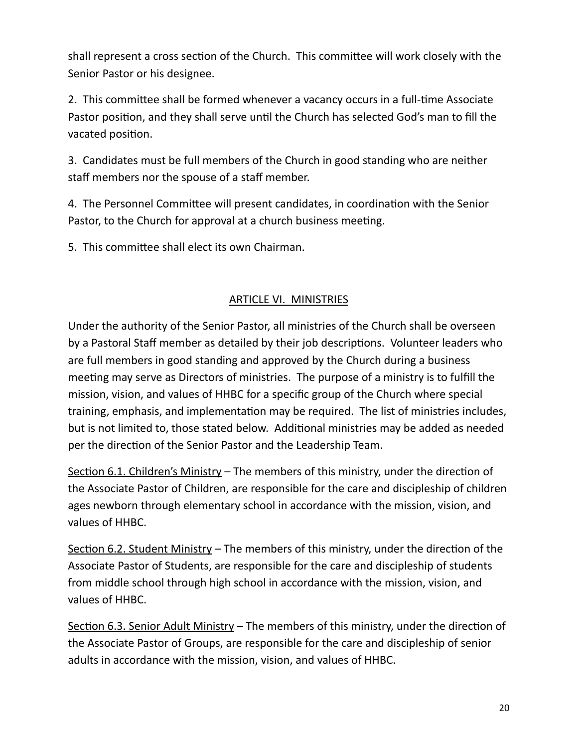shall represent a cross section of the Church. This committee will work closely with the Senior Pastor or his designee.

2. This committee shall be formed whenever a vacancy occurs in a full-time Associate Pastor position, and they shall serve until the Church has selected God's man to fill the vacated position.

3. Candidates must be full members of the Church in good standing who are neither staff members nor the spouse of a staff member.

4. The Personnel Committee will present candidates, in coordination with the Senior Pastor, to the Church for approval at a church business meeting.

5. This committee shall elect its own Chairman.

## ARTICLE VI. MINISTRIES

Under the authority of the Senior Pastor, all ministries of the Church shall be overseen by a Pastoral Staff member as detailed by their job descriptions. Volunteer leaders who are full members in good standing and approved by the Church during a business meeting may serve as Directors of ministries. The purpose of a ministry is to fulfill the mission, vision, and values of HHBC for a specific group of the Church where special training, emphasis, and implementation may be required. The list of ministries includes, but is not limited to, those stated below. Additional ministries may be added as needed per the direction of the Senior Pastor and the Leadership Team.

Section 6.1. Children's Ministry – The members of this ministry, under the direction of the Associate Pastor of Children, are responsible for the care and discipleship of children ages newborn through elementary school in accordance with the mission, vision, and values of HHBC.

Section 6.2. Student Ministry – The members of this ministry, under the direction of the Associate Pastor of Students, are responsible for the care and discipleship of students from middle school through high school in accordance with the mission, vision, and values of HHBC.

Section 6.3. Senior Adult Ministry – The members of this ministry, under the direction of the Associate Pastor of Groups, are responsible for the care and discipleship of senior adults in accordance with the mission, vision, and values of HHBC.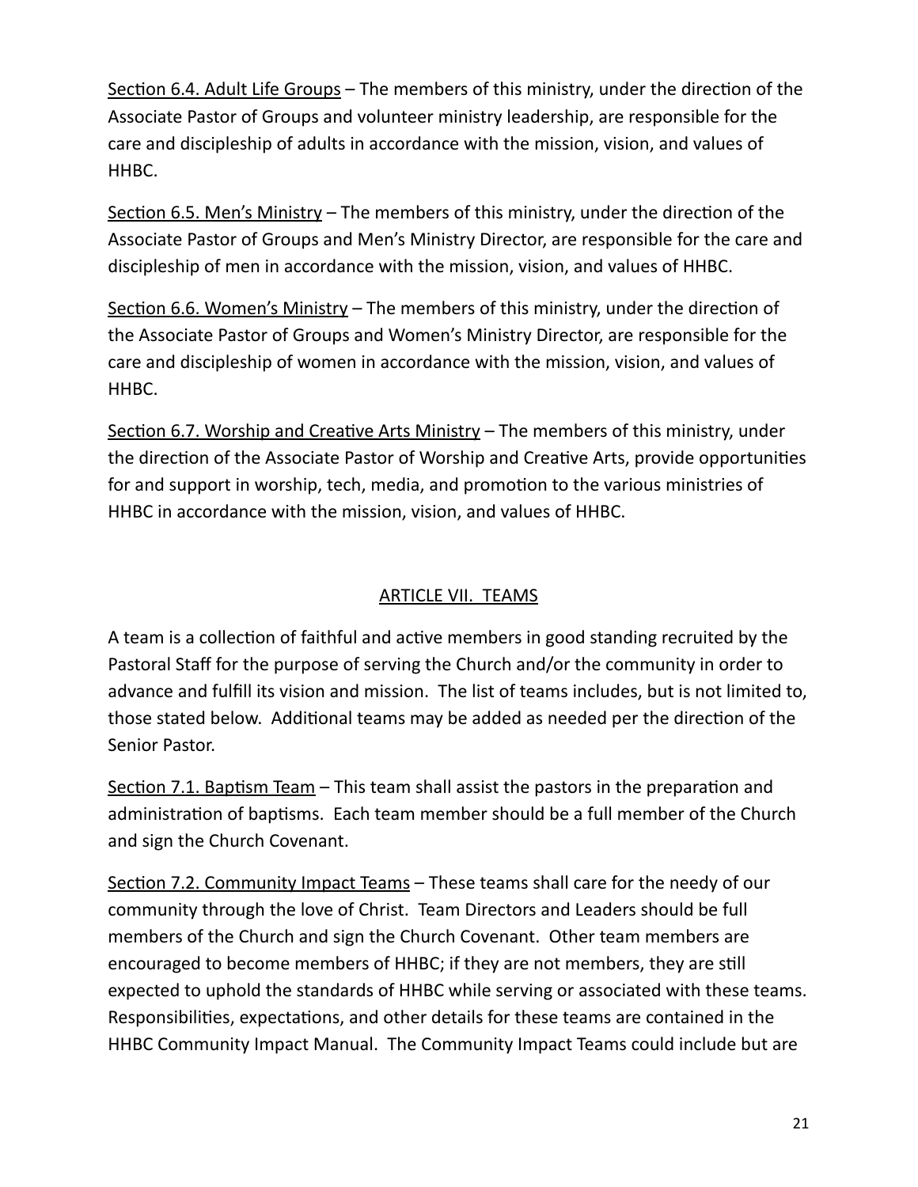<u>Section 6.4. Adult Life Groups</u> – The members of this ministry, under the direction of the Associate Pastor of Groups and volunteer ministry leadership, are responsible for the care and discipleship of adults in accordance with the mission, vision, and values of HHBC.

<u>Section 6.5. Men's Ministry</u> – The members of this ministry, under the direction of the Associate Pastor of Groups and Men's Ministry Director, are responsible for the care and discipleship of men in accordance with the mission, vision, and values of HHBC.

<u>Section 6.6. Women's Ministry</u> – The members of this ministry, under the direction of the Associate Pastor of Groups and Women's Ministry Director, are responsible for the care and discipleship of women in accordance with the mission, vision, and values of HHBC.

<u>Section 6.7. Worship and Creative Arts Ministry</u> – The members of this ministry, under the direction of the Associate Pastor of Worship and Creative Arts, provide opportunities for and support in worship, tech, media, and promotion to the various ministries of HHBC in accordance with the mission, vision, and values of HHBC.

## <u>ARTICLE VII. TEAMS</u>

A team is a collection of faithful and active members in good standing recruited by the Pastoral Staff for the purpose of serving the Church and/or the community in order to advance and fulfill its vision and mission. The list of teams includes, but is not limited to, those stated below. Additional teams may be added as needed per the direction of the Senior Pastor.

<u>Section 7.1. Baptism Team</u> – This team shall assist the pastors in the preparation and administration of baptisms. Each team member should be a full member of the Church and sign the Church Covenant.

<u>Section 7.2. Community Impact Teams</u> – These teams shall care for the needy of our community through the love of Christ. Team Directors and Leaders should be full members of the Church and sign the Church Covenant. Other team members are encouraged to become members of HHBC; if they are not members, they are still expected to uphold the standards of HHBC while serving or associated with these teams. Responsibilities, expectations, and other details for these teams are contained in the HHBC Community Impact Manual. The Community Impact Teams could include but are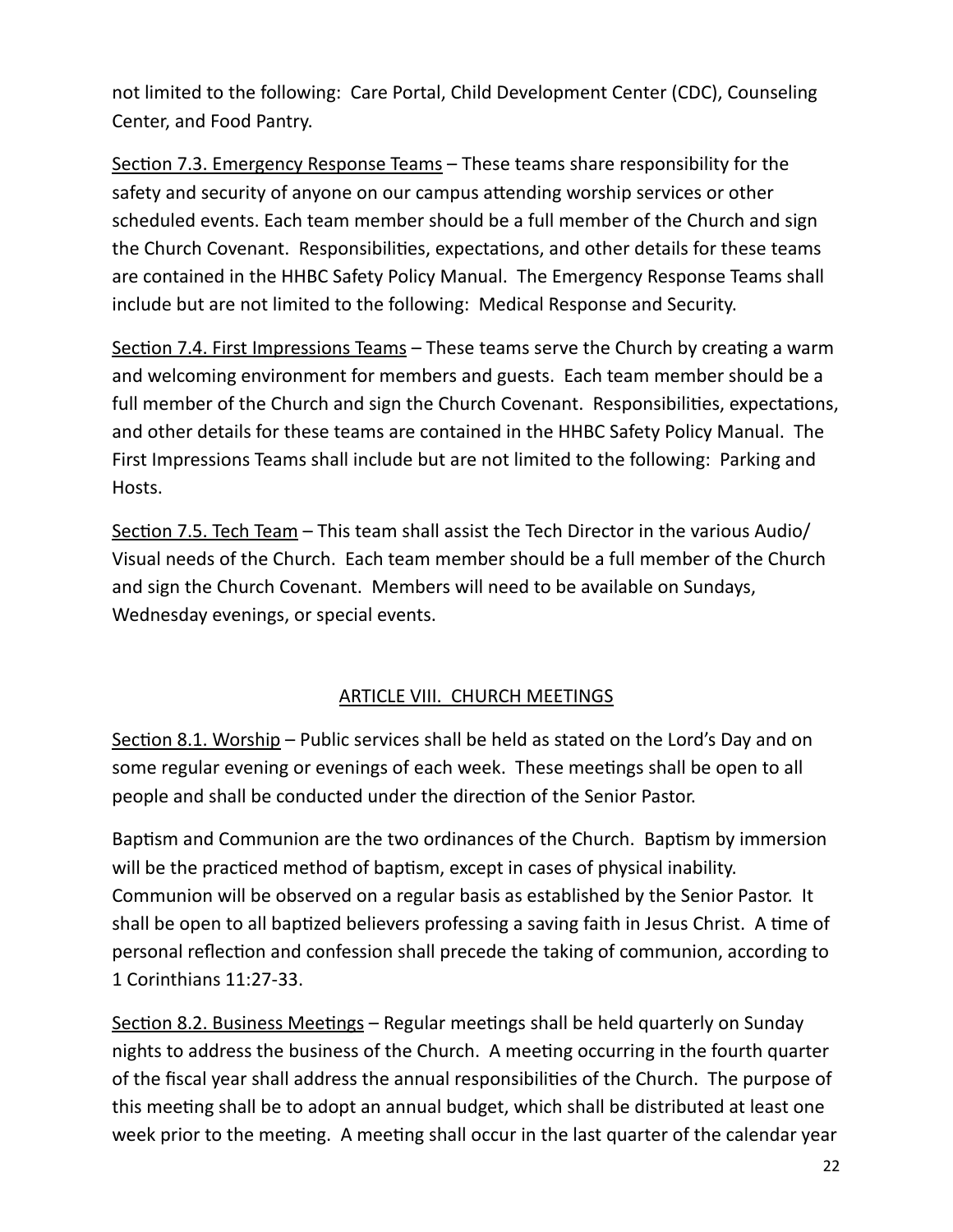not limited to the following: Care Portal, Child Development Center (CDC), Counseling Center, and Food Pantry.

Section 7.3. Emergency Response Teams – These teams share responsibility for the safety and security of anyone on our campus attending worship services or other scheduled events. Each team member should be a full member of the Church and sign the Church Covenant. Responsibilities, expectations, and other details for these teams are contained in the HHBC Safety Policy Manual. The Emergency Response Teams shall include but are not limited to the following: Medical Response and Security.

Section 7.4. First Impressions Teams – These teams serve the Church by creating a warm and welcoming environment for members and guests. Each team member should be a full member of the Church and sign the Church Covenant. Responsibilities, expectations, and other details for these teams are contained in the HHBC Safety Policy Manual. The First Impressions Teams shall include but are not limited to the following: Parking and Hosts.

Section 7.5. Tech Team – This team shall assist the Tech Director in the various Audio/Visual needs of the Church. Each team member should be a full member of the Church and sign the Church Covenant. Members will need to be available on Sundays, Wednesday evenings, or special events.

## ARTICLE VIII. CHURCH MEETINGS

Section 8.1. Worship – Public services shall be held as stated on the Lord's Day and on some regular evening or evenings of each week. These meetings shall be open to all people and shall be conducted under the direction of the Senior Pastor.

Baptism and Communion are the two ordinances of the Church. Baptism by immersion will be the practiced method of baptism, except in cases of physical inability. Communion will be observed on a regular basis as established by the Senior Pastor. It shall be open to all baptized believers professing a saving faith in Jesus Christ. A time of personal reflection and confession shall precede the taking of communion, according to 1 Corinthians 11:27-33.

Section 8.2. Business Meetings – Regular meetings shall be held quarterly on Sunday nights to address the business of the Church. A meeting occurring in the fourth quarter of the fiscal year shall address the annual responsibilities of the Church. The purpose of this meeting shall be to adopt an annual budget, which shall be distributed at least one week prior to the meeting. A meeting shall occur in the last quarter of the calendar year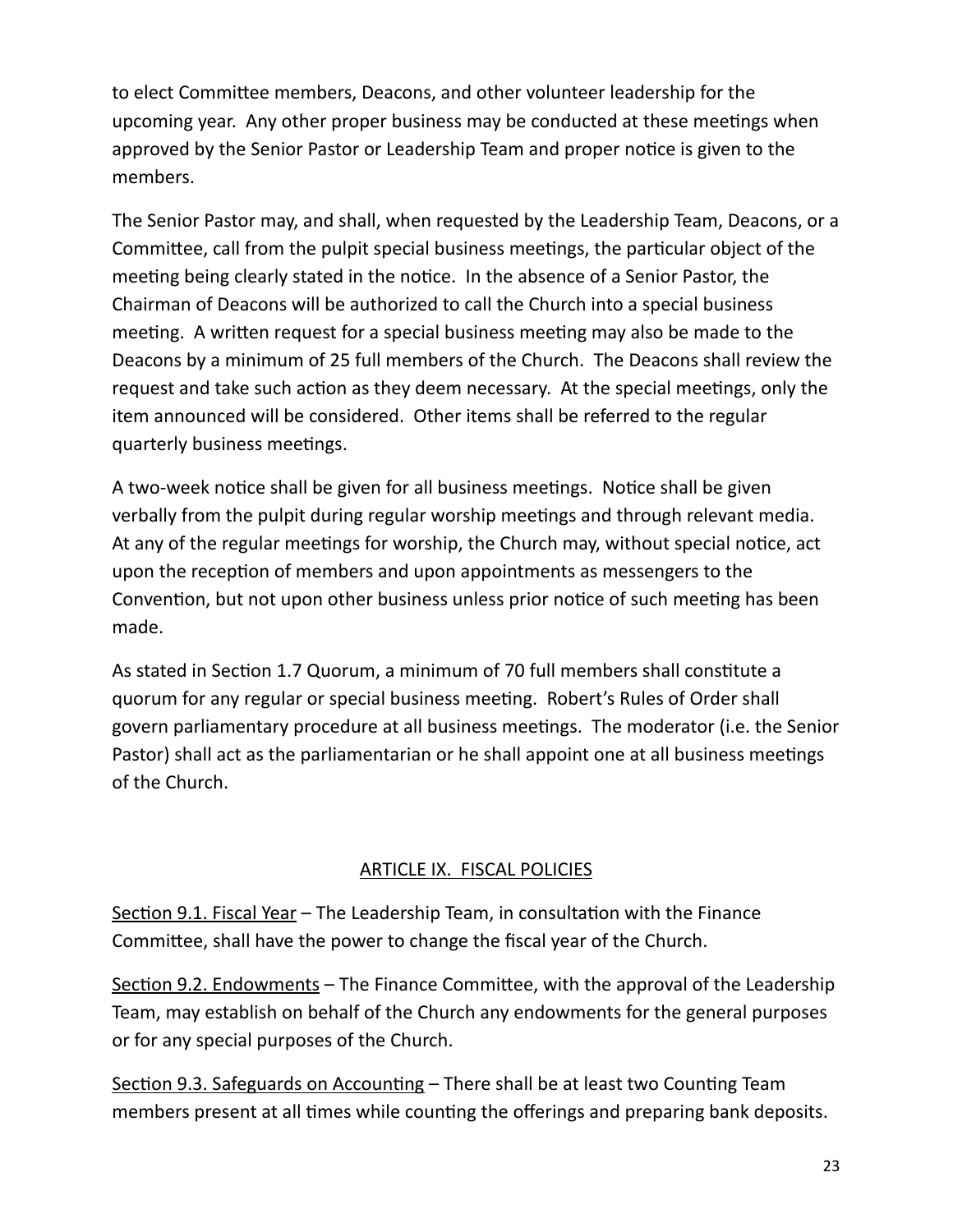to elect Committee members, Deacons, and other volunteer leadership for the upcoming year. Any other proper business may be conducted at these meetings when approved by the Senior Pastor or Leadership Team and proper notice is given to the members.

The Senior Pastor may, and shall, when requested by the Leadership Team, Deacons, or a Committee, call from the pulpit special business meetings, the particular object of the meeting being clearly stated in the notice. In the absence of a Senior Pastor, the Chairman of Deacons will be authorized to call the Church into a special business meeting. A written request for a special business meeting may also be made to the Deacons by a minimum of 25 full members of the Church. The Deacons shall review the request and take such action as they deem necessary. At the special meetings, only the item announced will be considered. Other items shall be referred to the regular quarterly business meetings.

A two-week notice shall be given for all business meetings. Notice shall be given verbally from the pulpit during regular worship meetings and through relevant media. At any of the regular meetings for worship, the Church may, without special notice, act upon the reception of members and upon appointments as messengers to the Convention, but not upon other business unless prior notice of such meeting has been made.

As stated in Section 1.7 Quorum, a minimum of 70 full members shall constitute a quorum for any regular or special business meeting. Robert's Rules of Order shall govern parliamentary procedure at all business meetings. The moderator (i.e. the Senior Pastor) shall act as the parliamentarian or he shall appoint one at all business meetings of the Church.

## ARTICLE IX. FISCAL POLICIES

Section 9.1. Fiscal Year – The Leadership Team, in consultation with the Finance Committee, shall have the power to change the fiscal year of the Church.

Section 9.2. Endowments – The Finance Committee, with the approval of the Leadership Team, may establish on behalf of the Church any endowments for the general purposes or for any special purposes of the Church.

Section 9.3. Safeguards on Accounting – There shall be at least two Counting Team members present at all times while counting the offerings and preparing bank deposits.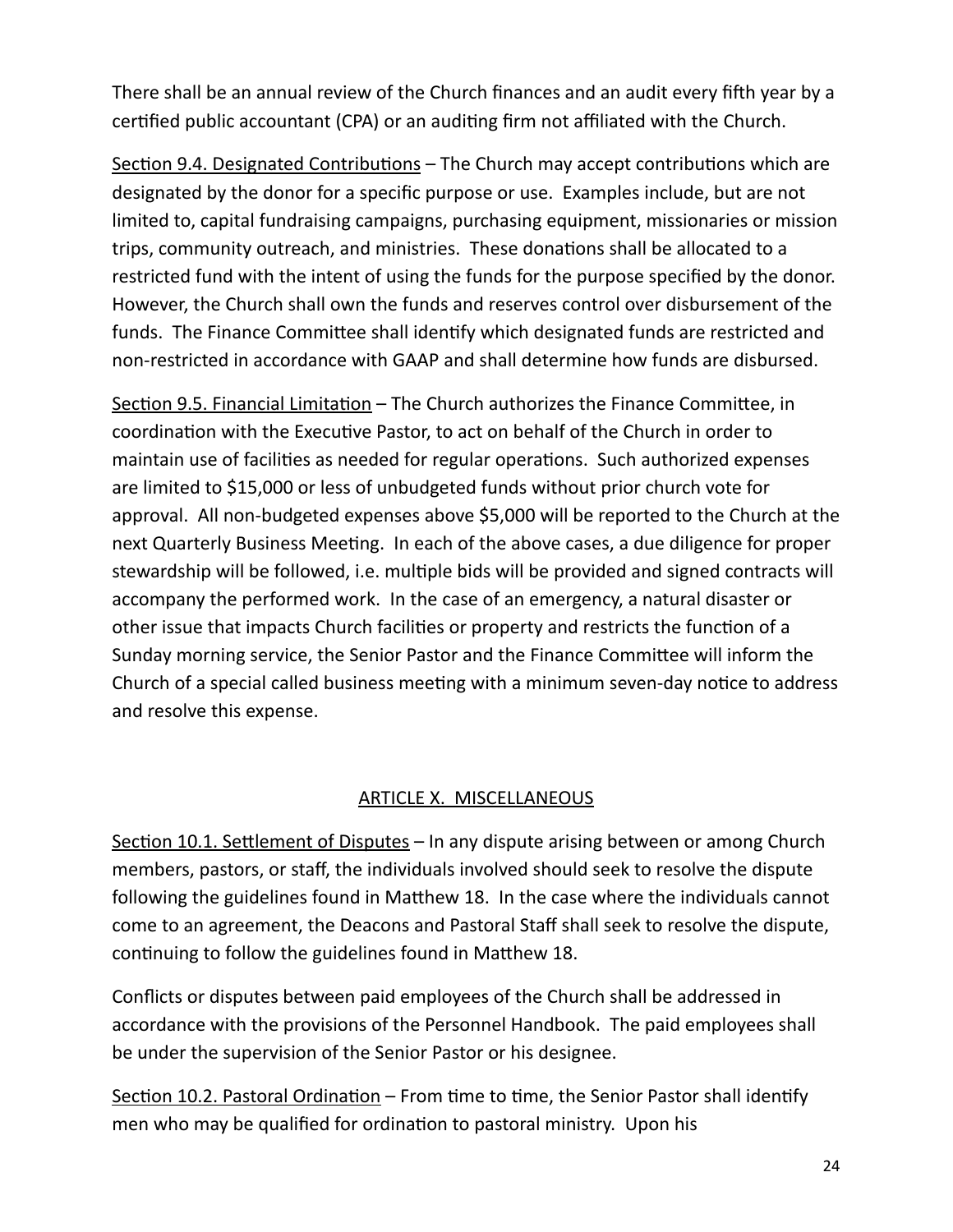There shall be an annual review of the Church finances and an audit every fifth year by a certified public accountant (CPA) or an auditing firm not affiliated with the Church.

Section 9.4. Designated Contributions – The Church may accept contributions which are designated by the donor for a specific purpose or use. Examples include, but are not limited to, capital fundraising campaigns, purchasing equipment, missionaries or mission trips, community outreach, and ministries. These donations shall be allocated to a restricted fund with the intent of using the funds for the purpose specified by the donor. However, the Church shall own the funds and reserves control over disbursement of the funds. The Finance Committee shall identify which designated funds are restricted and non-restricted in accordance with GAAP and shall determine how funds are disbursed.

Section 9.5. Financial Limitation – The Church authorizes the Finance Committee, in coordination with the Executive Pastor, to act on behalf of the Church in order to maintain use of facilities as needed for regular operations. Such authorized expenses are limited to $15,000 or less of unbudgeted funds without prior church vote for approval. All non-budgeted expenses above $5,000 will be reported to the Church at the next Quarterly Business Meeting. In each of the above cases, a due diligence for proper stewardship will be followed, i.e. multiple bids will be provided and signed contracts will accompany the performed work. In the case of an emergency, a natural disaster or other issue that impacts Church facilities or property and restricts the function of a Sunday morning service, the Senior Pastor and the Finance Committee will inform the Church of a special called business meeting with a minimum seven-day notice to address and resolve this expense.

## ARTICLE X. MISCELLANEOUS

Section 10.1. Settlement of Disputes – In any dispute arising between or among Church members, pastors, or staff, the individuals involved should seek to resolve the dispute following the guidelines found in Matthew 18. In the case where the individuals cannot come to an agreement, the Deacons and Pastoral Staff shall seek to resolve the dispute, continuing to follow the guidelines found in Matthew 18.

Conflicts or disputes between paid employees of the Church shall be addressed in accordance with the provisions of the Personnel Handbook. The paid employees shall be under the supervision of the Senior Pastor or his designee.

Section 10.2. Pastoral Ordination – From time to time, the Senior Pastor shall identify men who may be qualified for ordination to pastoral ministry. Upon his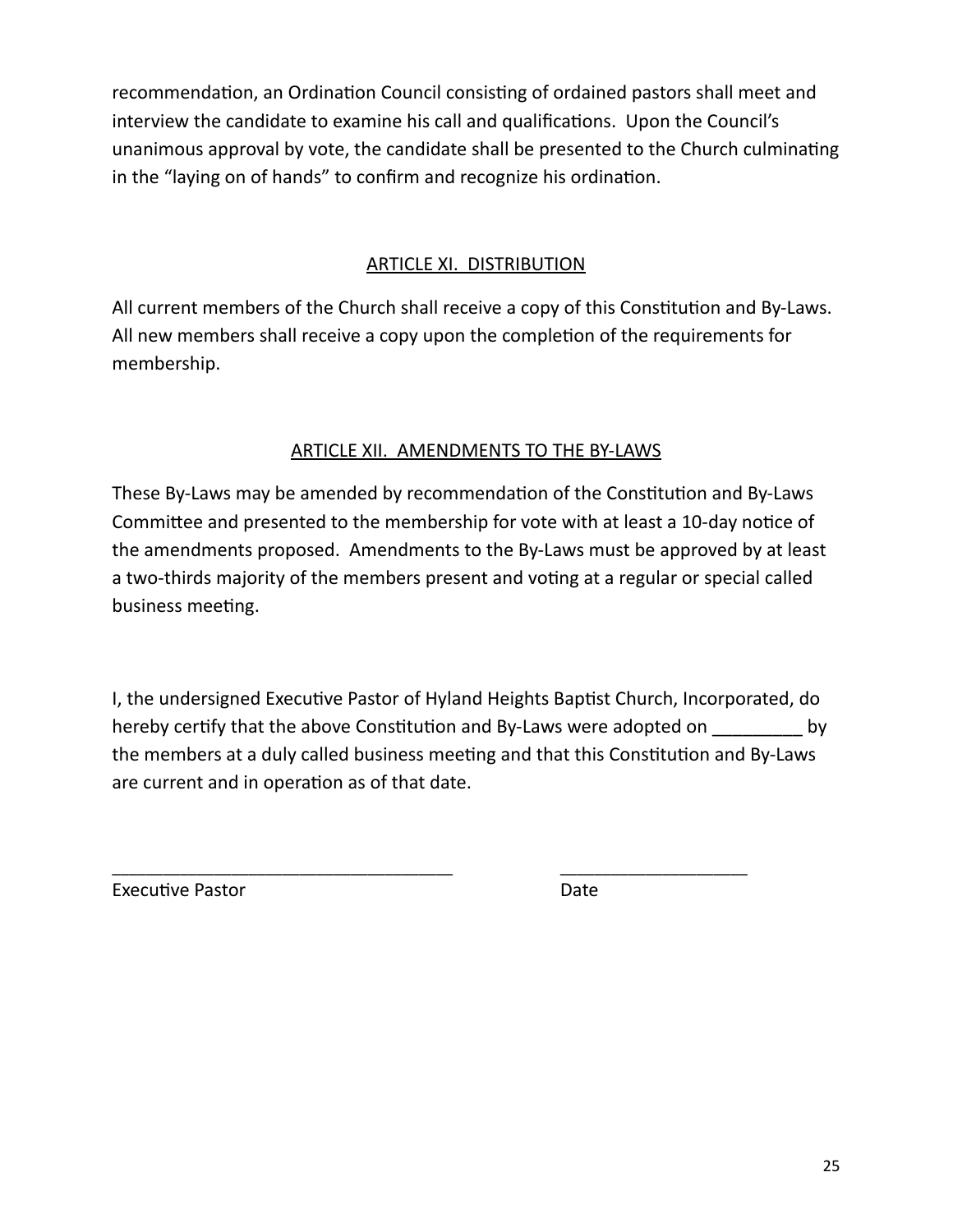recommendation, an Ordination Council consisting of ordained pastors shall meet and interview the candidate to examine his call and qualifications. Upon the Council's unanimous approval by vote, the candidate shall be presented to the Church culminating in the "laying on of hands" to confirm and recognize his ordination.

## ARTICLE XI. DISTRIBUTION

All current members of the Church shall receive a copy of this Constitution and By-Laws. All new members shall receive a copy upon the completion of the requirements for membership.

## ARTICLE XII. AMENDMENTS TO THE BY-LAWS

These By-Laws may be amended by recommendation of the Constitution and By-Laws Committee and presented to the membership for vote with at least a 10-day notice of the amendments proposed. Amendments to the By-Laws must be approved by at least a two-thirds majority of the members present and voting at a regular or special called business meeting.

I, the undersigned Executive Pastor of Hyland Heights Baptist Church, Incorporated, do hereby certify that the above Constitution and By-Laws were adopted on _________ by the members at a duly called business meeting and that this Constitution and By-Laws are current and in operation as of that date.

___________________________________ ___________________

Executive Pastor Date